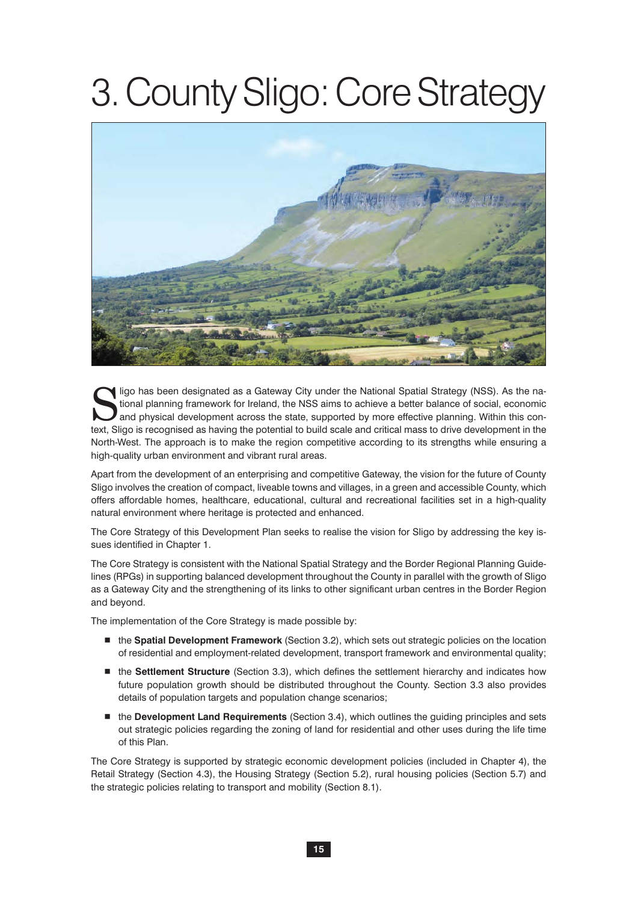# 3. County Sligo: Core Strategy

Sligo has been designated as a Gateway City under the National Spatial Strategy (NSS). As the national planning framework for Ireland, the NSS aims to achieve a better balance of social, economic and physical development across the state, supported by more effective planning. Within this context, Sligo is recognised as having the potential to build scale and critical mass to drive development in the North-West. The approach is to make the region competitive according to its strengths while ensuring a high-quality urban environment and vibrant rural areas.

Apart from the development of an enterprising and competitive Gateway, the vision for the future of County Sligo involves the creation of compact, liveable towns and villages, in a green and accessible County, which offers affordable homes, healthcare, educational, cultural and recreational facilities set in a high-quality natural environment where heritage is protected and enhanced.

The Core Strategy of this Development Plan seeks to realise the vision for Sligo by addressing the key issues identified in Chapter 1.

The Core Strategy is consistent with the National Spatial Strategy and the Border Regional Planning Guidelines (RPGs) in supporting balanced development throughout the County in parallel with the growth of Sligo as a Gateway City and the strengthening of its links to other significant urban centres in the Border Region and beyond.

The implementation of the Core Strategy is made possible by:

- the **Spatial Development Framework** (Section 3.2), which sets out strategic policies on the location of residential and employment-related development, transport framework and environmental quality;
- the **Settlement Structure** (Section 3.3), which defines the settlement hierarchy and indicates how future population growth should be distributed throughout the County. Section 3.3 also provides details of population targets and population change scenarios;
- the **Development Land Requirements** (Section 3.4), which outlines the guiding principles and sets out strategic policies regarding the zoning of land for residential and other uses during the life time of this Plan.

The Core Strategy is supported by strategic economic development policies (included in Chapter 4), the Retail Strategy (Section 4.3), the Housing Strategy (Section 5.2), rural housing policies (Section 5.7) and the strategic policies relating to transport and mobility (Section 8.1).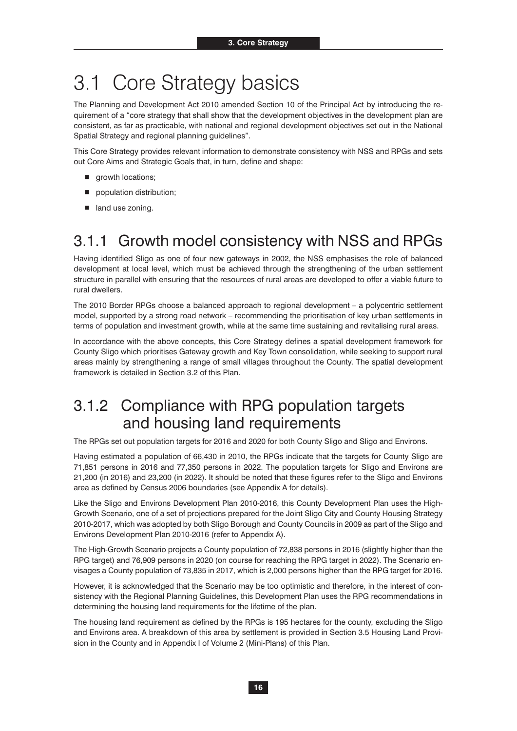# 3.1 Core Strategy basics

The Planning and Development Act 2010 amended Section 10 of the Principal Act by introducing the requirement of a "core strategy that shall show that the development objectives in the development plan are consistent, as far as practicable, with national and regional development objectives set out in the National Spatial Strategy and regional planning guidelines".

This Core Strategy provides relevant information to demonstrate consistency with NSS and RPGs and sets out Core Aims and Strategic Goals that, in turn, define and shape:

- growth locations;
- population distribution;
- land use zoning.

## 3.1.1 Growth model consistency with NSS and RPGs

Having identified Sligo as one of four new gateways in 2002, the NSS emphasises the role of balanced development at local level, which must be achieved through the strengthening of the urban settlement structure in parallel with ensuring that the resources of rural areas are developed to offer a viable future to rural dwellers.

The 2010 Border RPGs choose a balanced approach to regional development – a polycentric settlement model, supported by a strong road network – recommending the prioritisation of key urban settlements in terms of population and investment growth, while at the same time sustaining and revitalising rural areas.

In accordance with the above concepts, this Core Strategy defines a spatial development framework for County Sligo which prioritises Gateway growth and Key Town consolidation, while seeking to support rural areas mainly by strengthening a range of small villages throughout the County. The spatial development framework is detailed in Section 3.2 of this Plan.

## 3.1.2 Compliance with RPG population targets and housing land requirements

The RPGs set out population targets for 2016 and 2020 for both County Sligo and Sligo and Environs.

Having estimated a population of 66,430 in 2010, the RPGs indicate that the targets for County Sligo are 71,851 persons in 2016 and 77,350 persons in 2022. The population targets for Sligo and Environs are 21,200 (in 2016) and 23,200 (in 2022). It should be noted that these figures refer to the Sligo and Environs area as defined by Census 2006 boundaries (see Appendix A for details).

Like the Sligo and Environs Development Plan 2010-2016, this County Development Plan uses the High-Growth Scenario, one of a set of projections prepared for the Joint Sligo City and County Housing Strategy 2010-2017, which was adopted by both Sligo Borough and County Councils in 2009 as part of the Sligo and Environs Development Plan 2010-2016 (refer to Appendix A).

The High-Growth Scenario projects a County population of 72,838 persons in 2016 (slightly higher than the RPG target) and 76,909 persons in 2020 (on course for reaching the RPG target in 2022). The Scenario envisages a County population of 73,835 in 2017, which is 2,000 persons higher than the RPG target for 2016.

However, it is acknowledged that the Scenario may be too optimistic and therefore, in the interest of consistency with the Regional Planning Guidelines, this Development Plan uses the RPG recommendations in determining the housing land requirements for the lifetime of the plan.

The housing land requirement as defined by the RPGs is 195 hectares for the county, excluding the Sligo and Environs area. A breakdown of this area by settlement is provided in Section 3.5 Housing Land Provision in the County and in Appendix I of Volume 2 (Mini-Plans) of this Plan.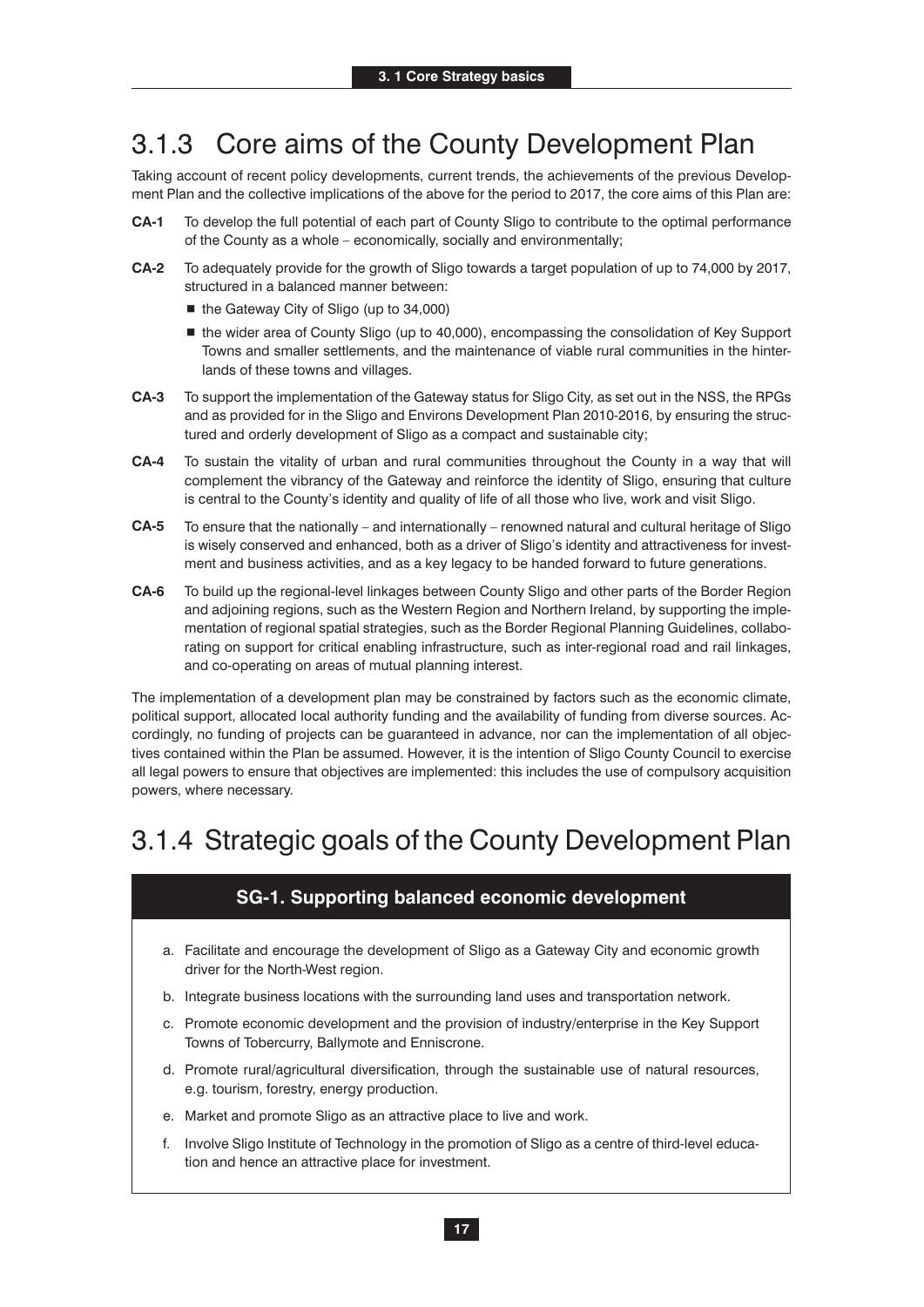## 3.1.3 Core aims of the County Development Plan

Taking account of recent policy developments, current trends, the achievements of the previous Development Plan and the collective implications of the above for the period to 2017, the core aims of this Plan are:

**CA-1** To develop the full potential of each part of County Sligo to contribute to the optimal performance of the County as a whole – economically, socially and environmentally;

**CA-2** To adequately provide for the growth of Sligo towards a target population of up to 74,000 by 2017, structured in a balanced manner between:

- the Gateway City of Sligo (up to 34,000)
- the wider area of County Sligo (up to 40,000), encompassing the consolidation of Key Support Towns and smaller settlements, and the maintenance of viable rural communities in the hinterlands of these towns and villages.

**CA-3** To support the implementation of the Gateway status for Sligo City, as set out in the NSS, the RPGs and as provided for in the Sligo and Environs Development Plan 2010-2016, by ensuring the structured and orderly development of Sligo as a compact and sustainable city;

**CA-4** To sustain the vitality of urban and rural communities throughout the County in a way that will complement the vibrancy of the Gateway and reinforce the identity of Sligo, ensuring that culture is central to the County's identity and quality of life of all those who live, work and visit Sligo.

**CA-5** To ensure that the nationally – and internationally – renowned natural and cultural heritage of Sligo is wisely conserved and enhanced, both as a driver of Sligo's identity and attractiveness for investment and business activities, and as a key legacy to be handed forward to future generations.

**CA-6** To build up the regional-level linkages between County Sligo and other parts of the Border Region and adjoining regions, such as the Western Region and Northern Ireland, by supporting the implementation of regional spatial strategies, such as the Border Regional Planning Guidelines, collaborating on support for critical enabling infrastructure, such as inter-regional road and rail linkages, and co-operating on areas of mutual planning interest.

The implementation of a development plan may be constrained by factors such as the economic climate, political support, allocated local authority funding and the availability of funding from diverse sources. Accordingly, no funding of projects can be guaranteed in advance, nor can the implementation of all objectives contained within the Plan be assumed. However, it is the intention of Sligo County Council to exercise all legal powers to ensure that objectives are implemented: this includes the use of compulsory acquisition powers, where necessary.

## 3.1.4 Strategic goals of the County Development Plan

### SG-1. Supporting balanced economic development

a. Facilitate and encourage the development of Sligo as a Gateway City and economic growth driver for the North-West region.

b. Integrate business locations with the surrounding land uses and transportation network.

c. Promote economic development and the provision of industry/enterprise in the Key Support Towns of Tobercurry, Ballymote and Enniscrone.

d. Promote rural/agricultural diversification, through the sustainable use of natural resources, e.g. tourism, forestry, energy production.

e. Market and promote Sligo as an attractive place to live and work.

f. Involve Sligo Institute of Technology in the promotion of Sligo as a centre of third-level education and hence an attractive place for investment.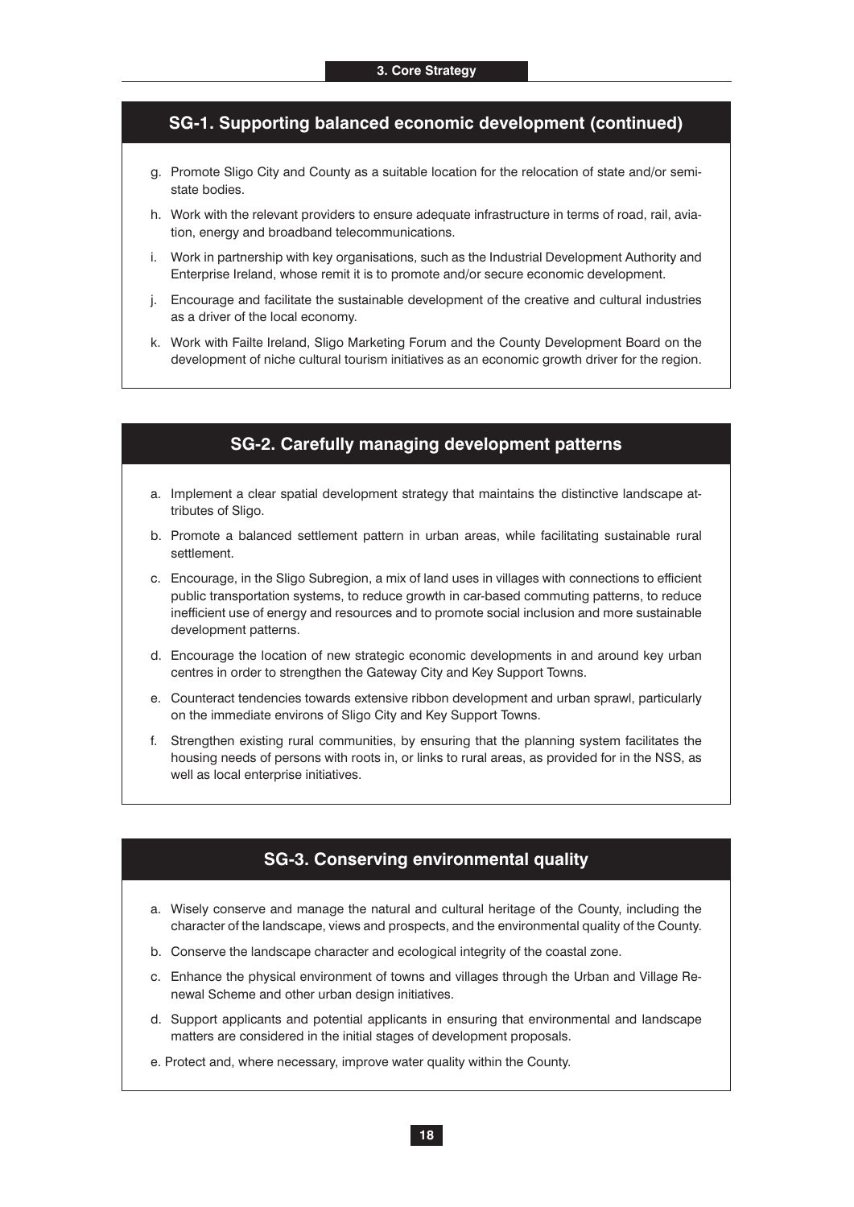## SG-1. Supporting balanced economic development (continued)

g. Promote Sligo City and County as a suitable location for the relocation of state and/or semi-state bodies.

h. Work with the relevant providers to ensure adequate infrastructure in terms of road, rail, aviation, energy and broadband telecommunications.

i. Work in partnership with key organisations, such as the Industrial Development Authority and Enterprise Ireland, whose remit it is to promote and/or secure economic development.

j. Encourage and facilitate the sustainable development of the creative and cultural industries as a driver of the local economy.

k. Work with Failte Ireland, Sligo Marketing Forum and the County Development Board on the development of niche cultural tourism initiatives as an economic growth driver for the region.

## SG-2. Carefully managing development patterns

a. Implement a clear spatial development strategy that maintains the distinctive landscape attributes of Sligo.

b. Promote a balanced settlement pattern in urban areas, while facilitating sustainable rural settlement.

c. Encourage, in the Sligo Subregion, a mix of land uses in villages with connections to efficient public transportation systems, to reduce growth in car-based commuting patterns, to reduce inefficient use of energy and resources and to promote social inclusion and more sustainable development patterns.

d. Encourage the location of new strategic economic developments in and around key urban centres in order to strengthen the Gateway City and Key Support Towns.

e. Counteract tendencies towards extensive ribbon development and urban sprawl, particularly on the immediate environs of Sligo City and Key Support Towns.

f. Strengthen existing rural communities, by ensuring that the planning system facilitates the housing needs of persons with roots in, or links to rural areas, as provided for in the NSS, as well as local enterprise initiatives.

## SG-3. Conserving environmental quality

a. Wisely conserve and manage the natural and cultural heritage of the County, including the character of the landscape, views and prospects, and the environmental quality of the County.

b. Conserve the landscape character and ecological integrity of the coastal zone.

c. Enhance the physical environment of towns and villages through the Urban and Village Renewal Scheme and other urban design initiatives.

d. Support applicants and potential applicants in ensuring that environmental and landscape matters are considered in the initial stages of development proposals.

e. Protect and, where necessary, improve water quality within the County.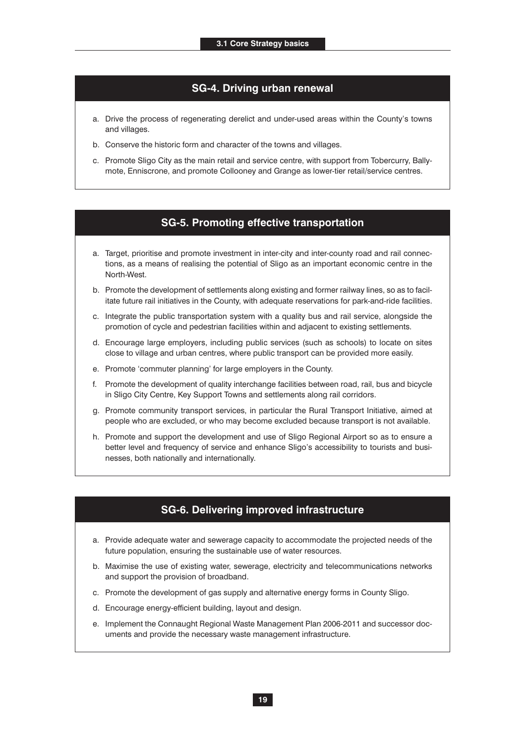## SG-4. Driving urban renewal

a. Drive the process of regenerating derelict and under-used areas within the County's towns and villages.

b. Conserve the historic form and character of the towns and villages.

c. Promote Sligo City as the main retail and service centre, with support from Tobercurry, Ballymote, Enniscrone, and promote Collooney and Grange as lower-tier retail/service centres.

## SG-5. Promoting effective transportation

a. Target, prioritise and promote investment in inter-city and inter-county road and rail connections, as a means of realising the potential of Sligo as an important economic centre in the North-West.

b. Promote the development of settlements along existing and former railway lines, so as to facilitate future rail initiatives in the County, with adequate reservations for park-and-ride facilities.

c. Integrate the public transportation system with a quality bus and rail service, alongside the promotion of cycle and pedestrian facilities within and adjacent to existing settlements.

d. Encourage large employers, including public services (such as schools) to locate on sites close to village and urban centres, where public transport can be provided more easily.

e. Promote 'commuter planning' for large employers in the County.

f. Promote the development of quality interchange facilities between road, rail, bus and bicycle in Sligo City Centre, Key Support Towns and settlements along rail corridors.

g. Promote community transport services, in particular the Rural Transport Initiative, aimed at people who are excluded, or who may become excluded because transport is not available.

h. Promote and support the development and use of Sligo Regional Airport so as to ensure a better level and frequency of service and enhance Sligo's accessibility to tourists and businesses, both nationally and internationally.

## SG-6. Delivering improved infrastructure

a. Provide adequate water and sewerage capacity to accommodate the projected needs of the future population, ensuring the sustainable use of water resources.

b. Maximise the use of existing water, sewerage, electricity and telecommunications networks and support the provision of broadband.

c. Promote the development of gas supply and alternative energy forms in County Sligo.

d. Encourage energy-efficient building, layout and design.

e. Implement the Connaught Regional Waste Management Plan 2006-2011 and successor documents and provide the necessary waste management infrastructure.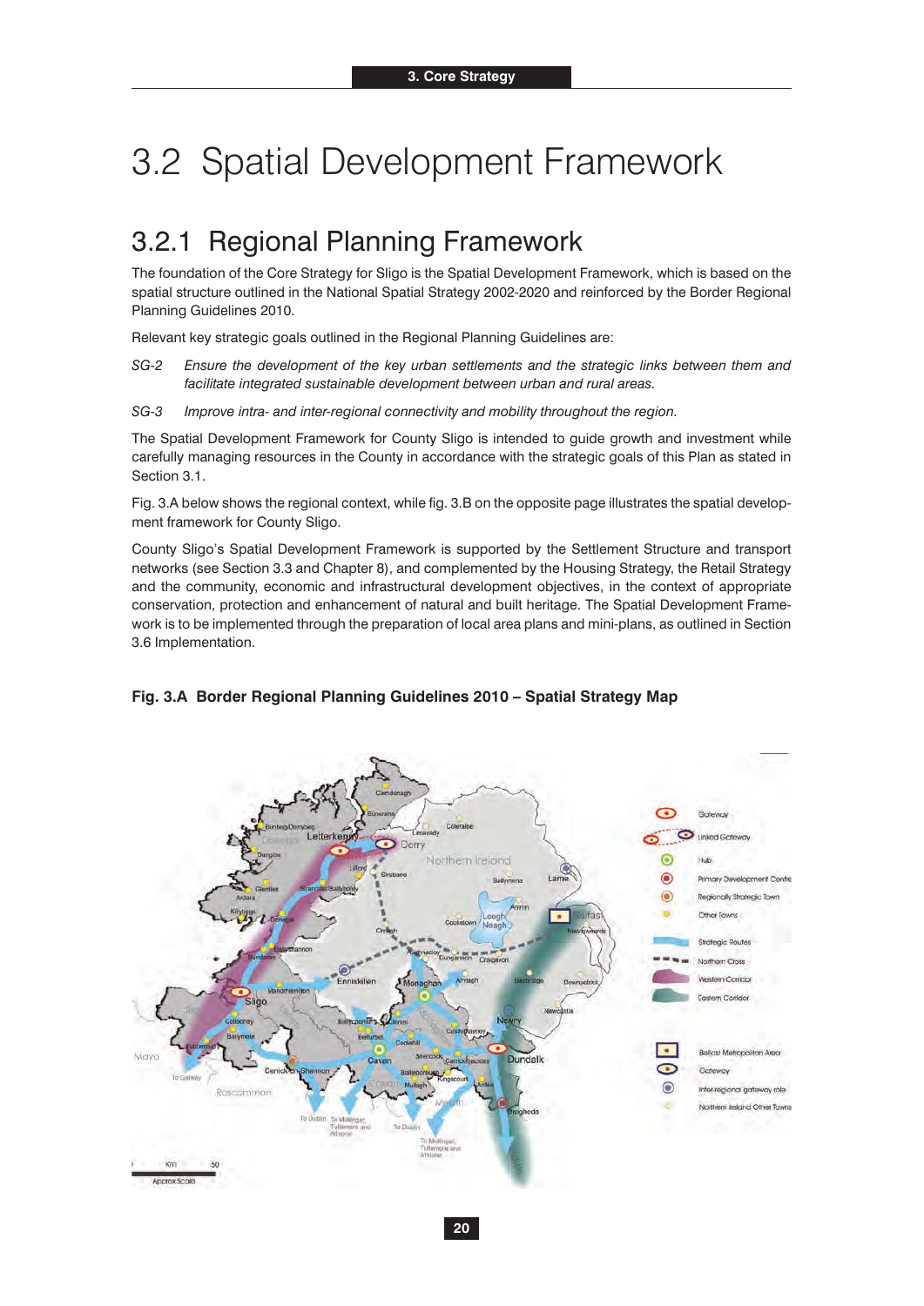# 3.2 Spatial Development Framework

## 3.2.1 Regional Planning Framework

The foundation of the Core Strategy for Sligo is the Spatial Development Framework, which is based on the spatial structure outlined in the National Spatial Strategy 2002-2020 and reinforced by the Border Regional Planning Guidelines 2010.

Relevant key strategic goals outlined in the Regional Planning Guidelines are:

*SG-2* *Ensure the development of the key urban settlements and the strategic links between them and facilitate integrated sustainable development between urban and rural areas.*

*SG-3* *Improve intra- and inter-regional connectivity and mobility throughout the region.*

The Spatial Development Framework for County Sligo is intended to guide growth and investment while carefully managing resources in the County in accordance with the strategic goals of this Plan as stated in Section 3.1.

Fig. 3.A below shows the regional context, while fig. 3.B on the opposite page illustrates the spatial development framework for County Sligo.

County Sligo's Spatial Development Framework is supported by the Settlement Structure and transport networks (see Section 3.3 and Chapter 8), and complemented by the Housing Strategy, the Retail Strategy and the community, economic and infrastructural development objectives, in the context of appropriate conservation, protection and enhancement of natural and built heritage. The Spatial Development Framework is to be implemented through the preparation of local area plans and mini-plans, as outlined in Section 3.6 Implementation.

**Fig. 3.A Border Regional Planning Guidelines 2010 – Spatial Strategy Map**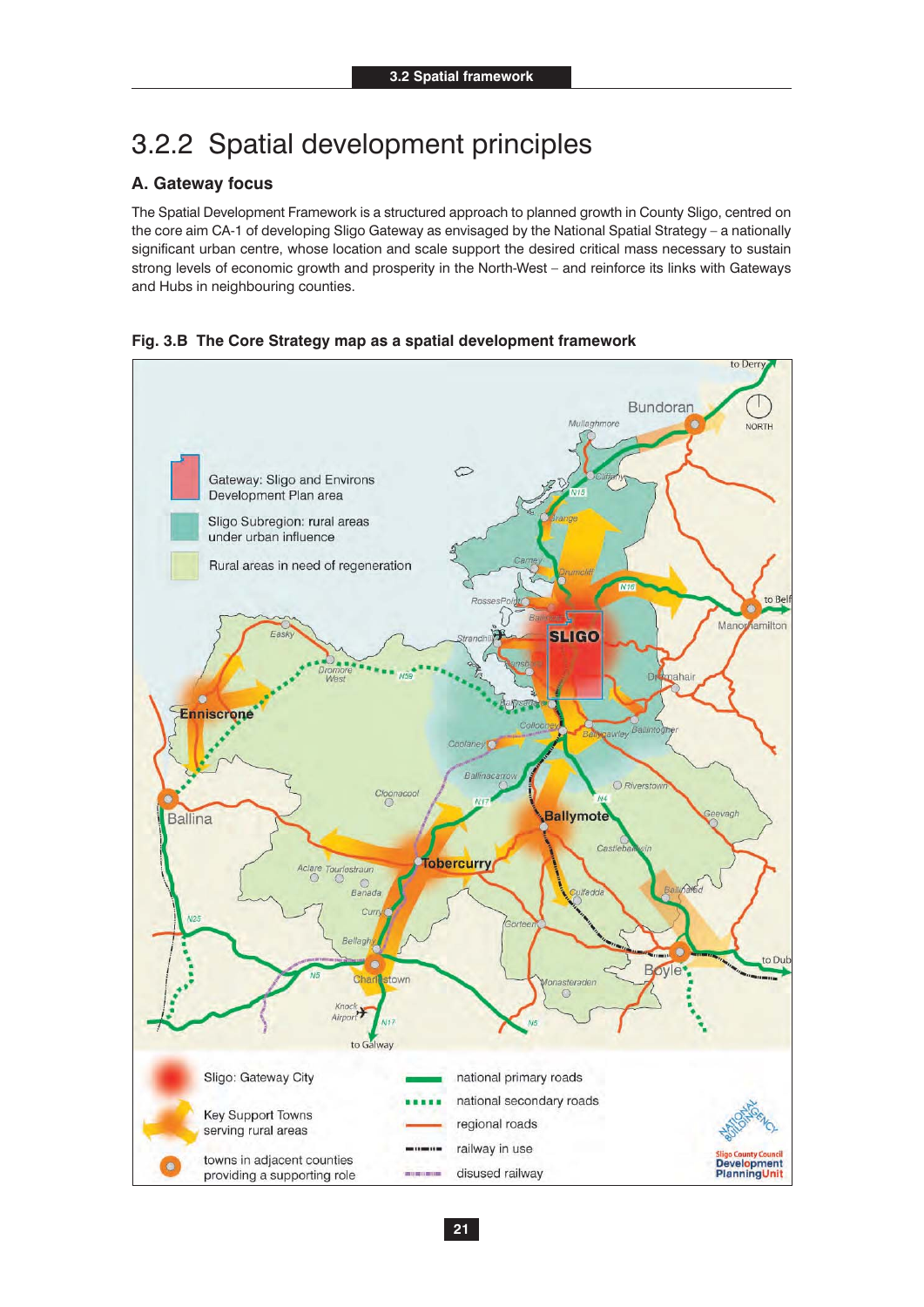## 3.2.2 Spatial development principles

### A. Gateway focus

The Spatial Development Framework is a structured approach to planned growth in County Sligo, centred on the core aim CA-1 of developing Sligo Gateway as envisaged by the National Spatial Strategy – a nationally significant urban centre, whose location and scale support the desired critical mass necessary to sustain strong levels of economic growth and prosperity in the North-West – and reinforce its links with Gateways and Hubs in neighbouring counties.

**Fig. 3.B The Core Strategy map as a spatial development framework**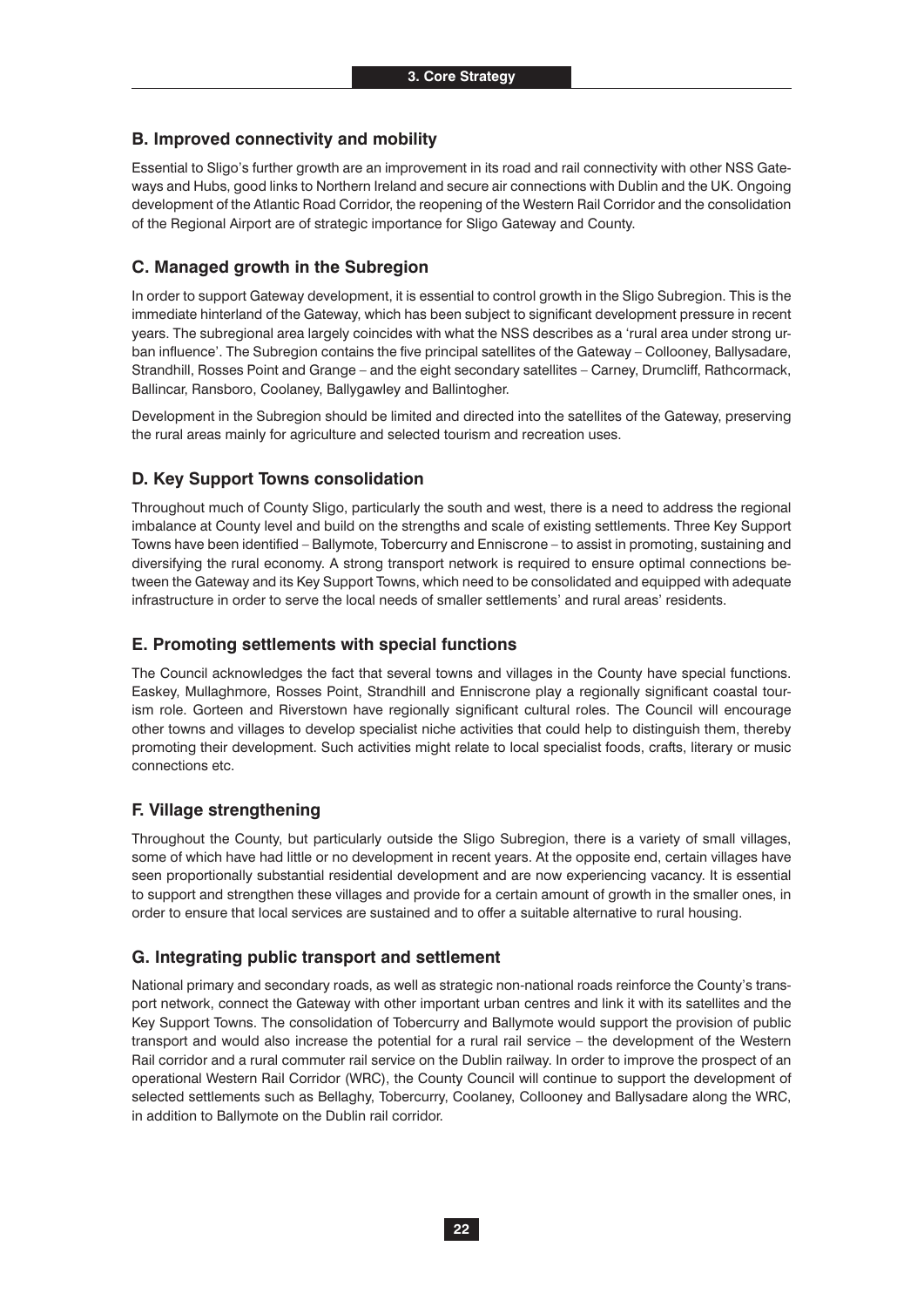### B. Improved connectivity and mobility

Essential to Sligo's further growth are an improvement in its road and rail connectivity with other NSS Gateways and Hubs, good links to Northern Ireland and secure air connections with Dublin and the UK. Ongoing development of the Atlantic Road Corridor, the reopening of the Western Rail Corridor and the consolidation of the Regional Airport are of strategic importance for Sligo Gateway and County.

### C. Managed growth in the Subregion

In order to support Gateway development, it is essential to control growth in the Sligo Subregion. This is the immediate hinterland of the Gateway, which has been subject to significant development pressure in recent years. The subregional area largely coincides with what the NSS describes as a 'rural area under strong urban influence'. The Subregion contains the five principal satellites of the Gateway – Collooney, Ballysadare, Strandhill, Rosses Point and Grange – and the eight secondary satellites – Carney, Drumcliff, Rathcormack, Ballincar, Ransboro, Coolaney, Ballygawley and Ballintogher.

Development in the Subregion should be limited and directed into the satellites of the Gateway, preserving the rural areas mainly for agriculture and selected tourism and recreation uses.

### D. Key Support Towns consolidation

Throughout much of County Sligo, particularly the south and west, there is a need to address the regional imbalance at County level and build on the strengths and scale of existing settlements. Three Key Support Towns have been identified – Ballymote, Tobercurry and Enniscrone – to assist in promoting, sustaining and diversifying the rural economy. A strong transport network is required to ensure optimal connections between the Gateway and its Key Support Towns, which need to be consolidated and equipped with adequate infrastructure in order to serve the local needs of smaller settlements' and rural areas' residents.

### E. Promoting settlements with special functions

The Council acknowledges the fact that several towns and villages in the County have special functions. Easkey, Mullaghmore, Rosses Point, Strandhill and Enniscrone play a regionally significant coastal tourism role. Gorteen and Riverstown have regionally significant cultural roles. The Council will encourage other towns and villages to develop specialist niche activities that could help to distinguish them, thereby promoting their development. Such activities might relate to local specialist foods, crafts, literary or music connections etc.

### F. Village strengthening

Throughout the County, but particularly outside the Sligo Subregion, there is a variety of small villages, some of which have had little or no development in recent years. At the opposite end, certain villages have seen proportionally substantial residential development and are now experiencing vacancy. It is essential to support and strengthen these villages and provide for a certain amount of growth in the smaller ones, in order to ensure that local services are sustained and to offer a suitable alternative to rural housing.

### G. Integrating public transport and settlement

National primary and secondary roads, as well as strategic non-national roads reinforce the County's transport network, connect the Gateway with other important urban centres and link it with its satellites and the Key Support Towns. The consolidation of Tobercurry and Ballymote would support the provision of public transport and would also increase the potential for a rural rail service – the development of the Western Rail corridor and a rural commuter rail service on the Dublin railway. In order to improve the prospect of an operational Western Rail Corridor (WRC), the County Council will continue to support the development of selected settlements such as Bellaghy, Tobercurry, Coolaney, Collooney and Ballysadare along the WRC, in addition to Ballymote on the Dublin rail corridor.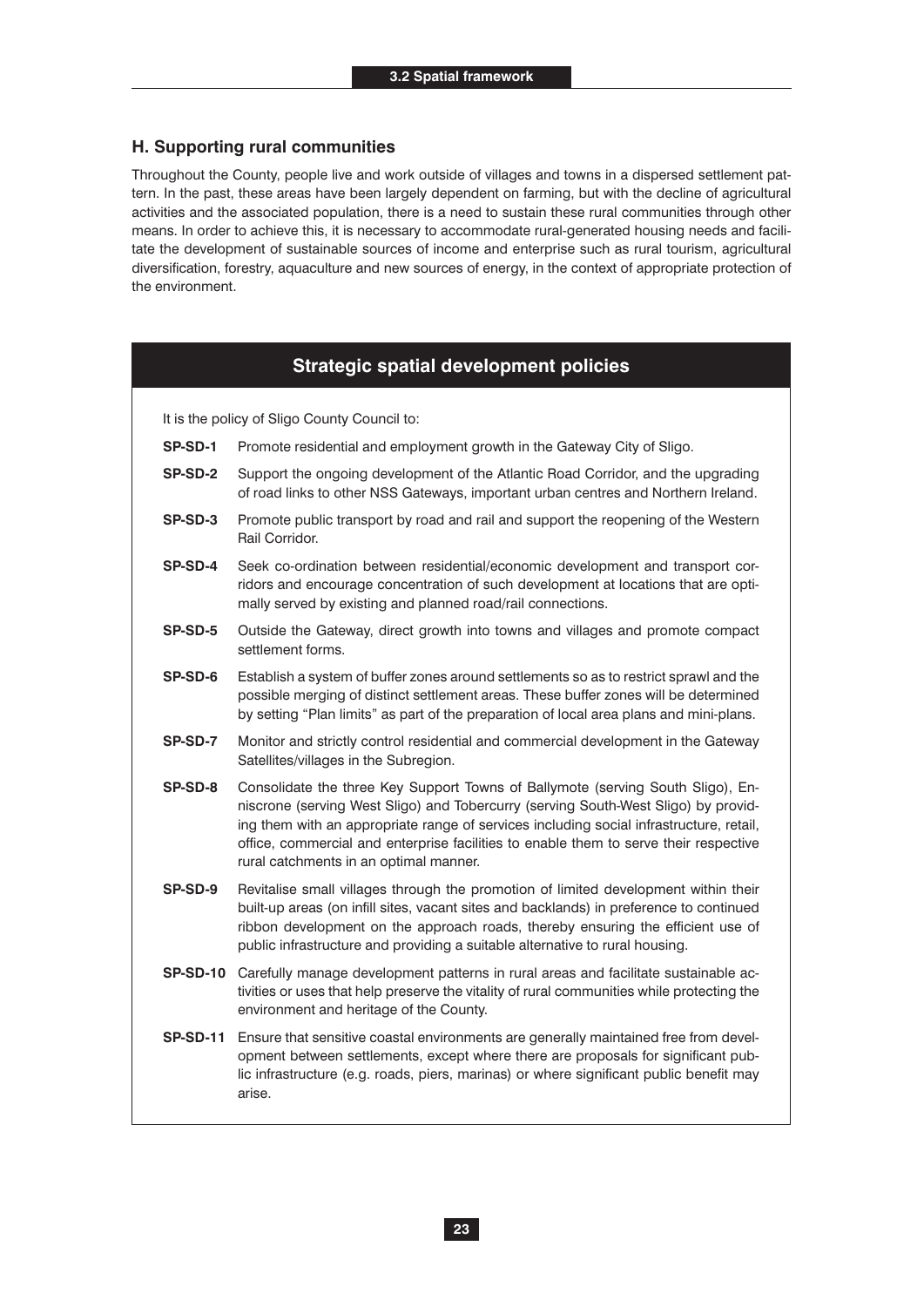### H. Supporting rural communities

Throughout the County, people live and work outside of villages and towns in a dispersed settlement pattern. In the past, these areas have been largely dependent on farming, but with the decline of agricultural activities and the associated population, there is a need to sustain these rural communities through other means. In order to achieve this, it is necessary to accommodate rural-generated housing needs and facilitate the development of sustainable sources of income and enterprise such as rural tourism, agricultural diversification, forestry, aquaculture and new sources of energy, in the context of appropriate protection of the environment.

## Strategic spatial development policies

It is the policy of Sligo County Council to:

**SP-SD-1** Promote residential and employment growth in the Gateway City of Sligo.

**SP-SD-2** Support the ongoing development of the Atlantic Road Corridor, and the upgrading of road links to other NSS Gateways, important urban centres and Northern Ireland.

**SP-SD-3** Promote public transport by road and rail and support the reopening of the Western Rail Corridor.

**SP-SD-4** Seek co-ordination between residential/economic development and transport corridors and encourage concentration of such development at locations that are optimally served by existing and planned road/rail connections.

**SP-SD-5** Outside the Gateway, direct growth into towns and villages and promote compact settlement forms.

**SP-SD-6** Establish a system of buffer zones around settlements so as to restrict sprawl and the possible merging of distinct settlement areas. These buffer zones will be determined by setting "Plan limits" as part of the preparation of local area plans and mini-plans.

**SP-SD-7** Monitor and strictly control residential and commercial development in the Gateway Satellites/villages in the Subregion.

**SP-SD-8** Consolidate the three Key Support Towns of Ballymote (serving South Sligo), Enniscrone (serving West Sligo) and Tobercurry (serving South-West Sligo) by providing them with an appropriate range of services including social infrastructure, retail, office, commercial and enterprise facilities to enable them to serve their respective rural catchments in an optimal manner.

**SP-SD-9** Revitalise small villages through the promotion of limited development within their built-up areas (on infill sites, vacant sites and backlands) in preference to continued ribbon development on the approach roads, thereby ensuring the efficient use of public infrastructure and providing a suitable alternative to rural housing.

**SP-SD-10** Carefully manage development patterns in rural areas and facilitate sustainable activities or uses that help preserve the vitality of rural communities while protecting the environment and heritage of the County.

**SP-SD-11** Ensure that sensitive coastal environments are generally maintained free from development between settlements, except where there are proposals for significant public infrastructure (e.g. roads, piers, marinas) or where significant public benefit may arise.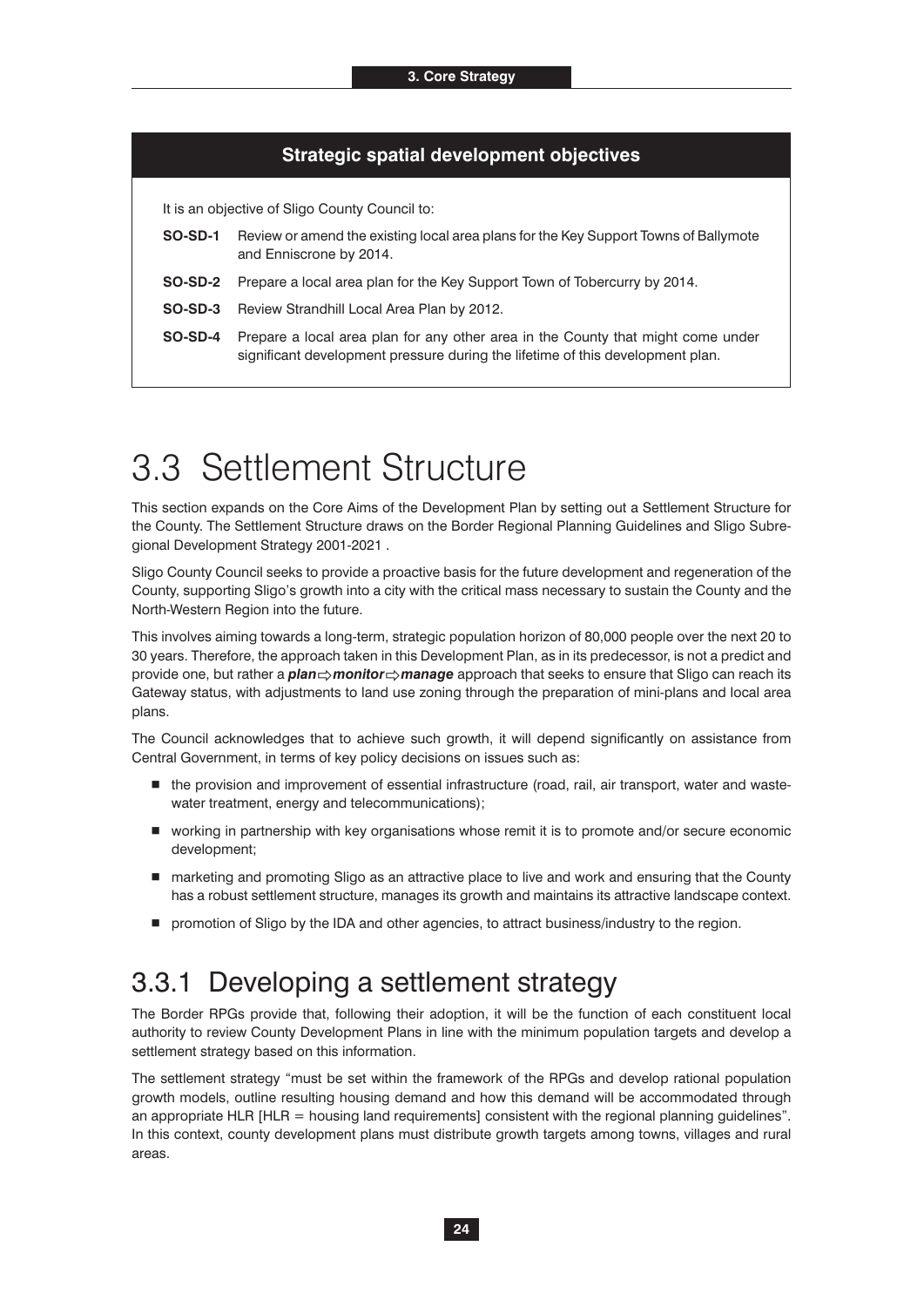**Strategic spatial development objectives**

It is an objective of Sligo County Council to:

**SO-SD-1** Review or amend the existing local area plans for the Key Support Towns of Ballymote and Enniscrone by 2014.

**SO-SD-2** Prepare a local area plan for the Key Support Town of Tobercurry by 2014.

**SO-SD-3** Review Strandhill Local Area Plan by 2012.

**SO-SD-4** Prepare a local area plan for any other area in the County that might come under significant development pressure during the lifetime of this development plan.

# 3.3 Settlement Structure

This section expands on the Core Aims of the Development Plan by setting out a Settlement Structure for the County. The Settlement Structure draws on the Border Regional Planning Guidelines and Sligo Subregional Development Strategy 2001-2021 .

Sligo County Council seeks to provide a proactive basis for the future development and regeneration of the County, supporting Sligo's growth into a city with the critical mass necessary to sustain the County and the North-Western Region into the future.

This involves aiming towards a long-term, strategic population horizon of 80,000 people over the next 20 to 30 years. Therefore, the approach taken in this Development Plan, as in its predecessor, is not a predict and provide one, but rather a ***plan⇨monitor⇨manage*** approach that seeks to ensure that Sligo can reach its Gateway status, with adjustments to land use zoning through the preparation of mini-plans and local area plans.

The Council acknowledges that to achieve such growth, it will depend significantly on assistance from Central Government, in terms of key policy decisions on issues such as:

- the provision and improvement of essential infrastructure (road, rail, air transport, water and wastewater treatment, energy and telecommunications);
- working in partnership with key organisations whose remit it is to promote and/or secure economic development;
- marketing and promoting Sligo as an attractive place to live and work and ensuring that the County has a robust settlement structure, manages its growth and maintains its attractive landscape context.
- promotion of Sligo by the IDA and other agencies, to attract business/industry to the region.

## 3.3.1 Developing a settlement strategy

The Border RPGs provide that, following their adoption, it will be the function of each constituent local authority to review County Development Plans in line with the minimum population targets and develop a settlement strategy based on this information.

The settlement strategy "must be set within the framework of the RPGs and develop rational population growth models, outline resulting housing demand and how this demand will be accommodated through an appropriate HLR [HLR = housing land requirements] consistent with the regional planning guidelines". In this context, county development plans must distribute growth targets among towns, villages and rural areas.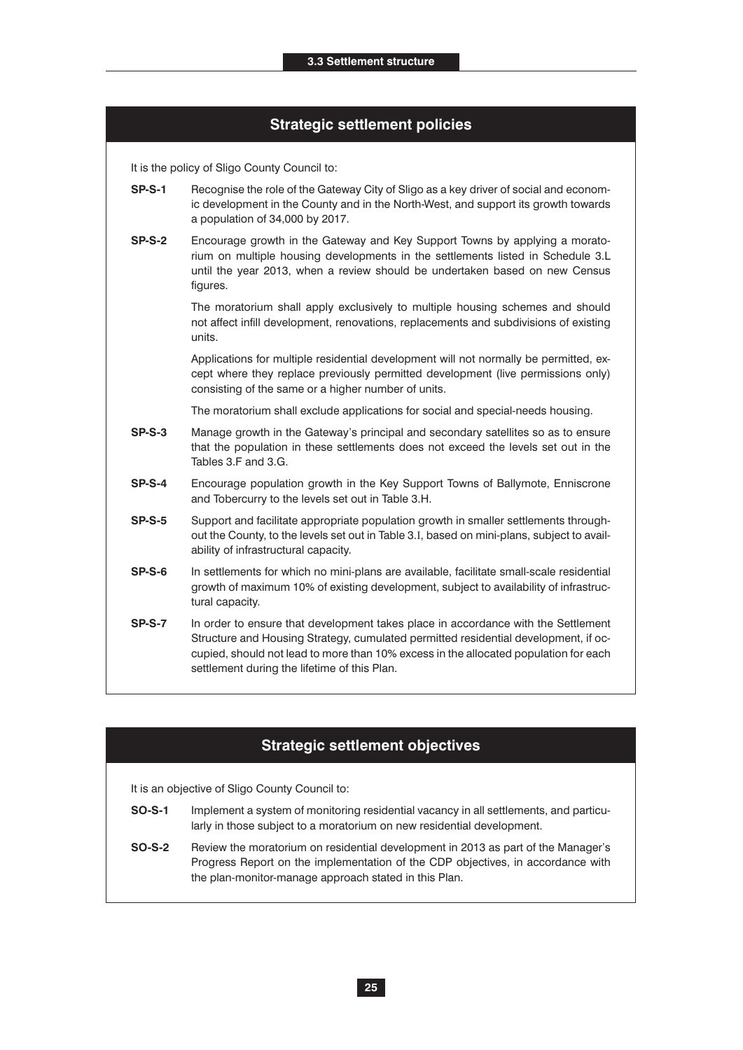## Strategic settlement policies

It is the policy of Sligo County Council to:

**SP-S-1** Recognise the role of the Gateway City of Sligo as a key driver of social and economic development in the County and in the North-West, and support its growth towards a population of 34,000 by 2017.

**SP-S-2** Encourage growth in the Gateway and Key Support Towns by applying a moratorium on multiple housing developments in the settlements listed in Schedule 3.L until the year 2013, when a review should be undertaken based on new Census figures.

The moratorium shall apply exclusively to multiple housing schemes and should not affect infill development, renovations, replacements and subdivisions of existing units.

Applications for multiple residential development will not normally be permitted, except where they replace previously permitted development (live permissions only) consisting of the same or a higher number of units.

The moratorium shall exclude applications for social and special-needs housing.

**SP-S-3** Manage growth in the Gateway's principal and secondary satellites so as to ensure that the population in these settlements does not exceed the levels set out in the Tables 3.F and 3.G.

**SP-S-4** Encourage population growth in the Key Support Towns of Ballymote, Enniscrone and Tobercurry to the levels set out in Table 3.H.

**SP-S-5** Support and facilitate appropriate population growth in smaller settlements throughout the County, to the levels set out in Table 3.I, based on mini-plans, subject to availability of infrastructural capacity.

**SP-S-6** In settlements for which no mini-plans are available, facilitate small-scale residential growth of maximum 10% of existing development, subject to availability of infrastructural capacity.

**SP-S-7** In order to ensure that development takes place in accordance with the Settlement Structure and Housing Strategy, cumulated permitted residential development, if occupied, should not lead to more than 10% excess in the allocated population for each settlement during the lifetime of this Plan.

## Strategic settlement objectives

It is an objective of Sligo County Council to:

**SO-S-1** Implement a system of monitoring residential vacancy in all settlements, and particularly in those subject to a moratorium on new residential development.

**SO-S-2** Review the moratorium on residential development in 2013 as part of the Manager's Progress Report on the implementation of the CDP objectives, in accordance with the plan-monitor-manage approach stated in this Plan.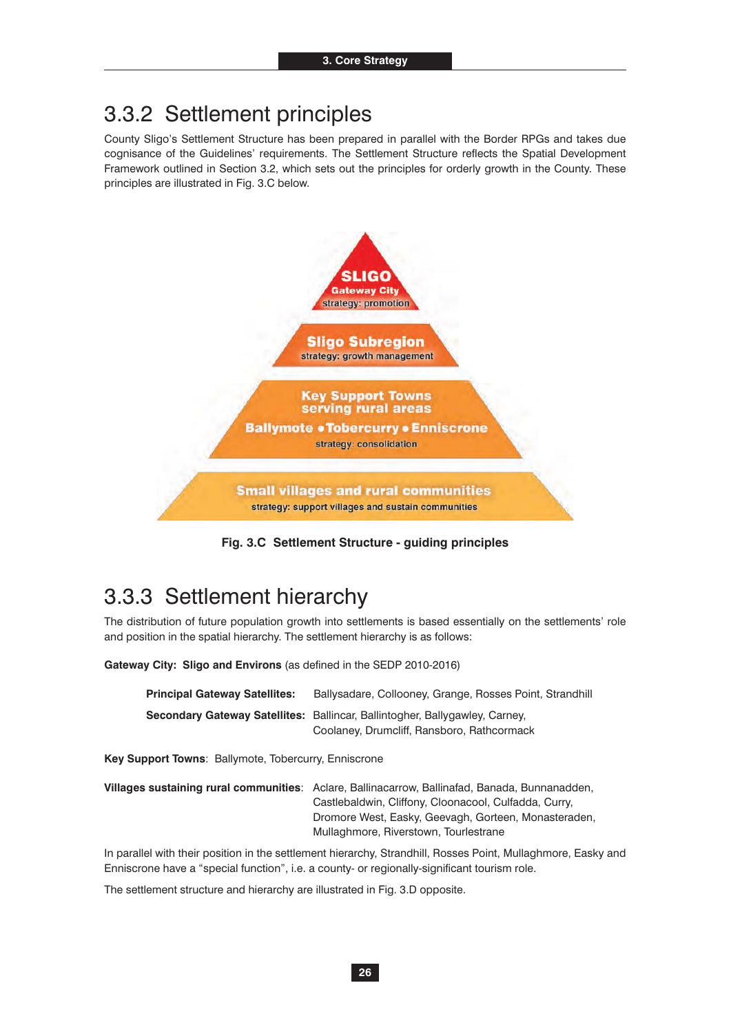## 3.3.2 Settlement principles

County Sligo's Settlement Structure has been prepared in parallel with the Border RPGs and takes due cognisance of the Guidelines' requirements. The Settlement Structure reflects the Spatial Development Framework outlined in Section 3.2, which sets out the principles for orderly growth in the County. These principles are illustrated in Fig. 3.C below.

**SLIGO**
Gateway City
strategy: promotion

**Sligo Subregion**
strategy: growth management

**Key Support Towns serving rural areas**
**Ballymote • Tobercurry • Enniscrone**
strategy: consolidation

**Small villages and rural communities**
strategy: support villages and sustain communities

**Fig. 3.C Settlement Structure - guiding principles**

## 3.3.3 Settlement hierarchy

The distribution of future population growth into settlements is based essentially on the settlements' role and position in the spatial hierarchy. The settlement hierarchy is as follows:

**Gateway City: Sligo and Environs** (as defined in the SEDP 2010-2016)

**Principal Gateway Satellites:** Ballysadare, Collooney, Grange, Rosses Point, Strandhill

**Secondary Gateway Satellites:** Ballincar, Ballintogher, Ballygawley, Carney, Coolaney, Drumcliff, Ransboro, Rathcormack

**Key Support Towns**: Ballymote, Tobercurry, Enniscrone

**Villages sustaining rural communities**: Aclare, Ballinacarrow, Ballinafad, Banada, Bunnanadden, Castlebaldwin, Cliffony, Cloonacool, Culfadda, Curry, Dromore West, Easky, Geevagh, Gorteen, Monasteraden, Mullaghmore, Riverstown, Tourlestrane

In parallel with their position in the settlement hierarchy, Strandhill, Rosses Point, Mullaghmore, Easky and Enniscrone have a "special function", i.e. a county- or regionally-significant tourism role.

The settlement structure and hierarchy are illustrated in Fig. 3.D opposite.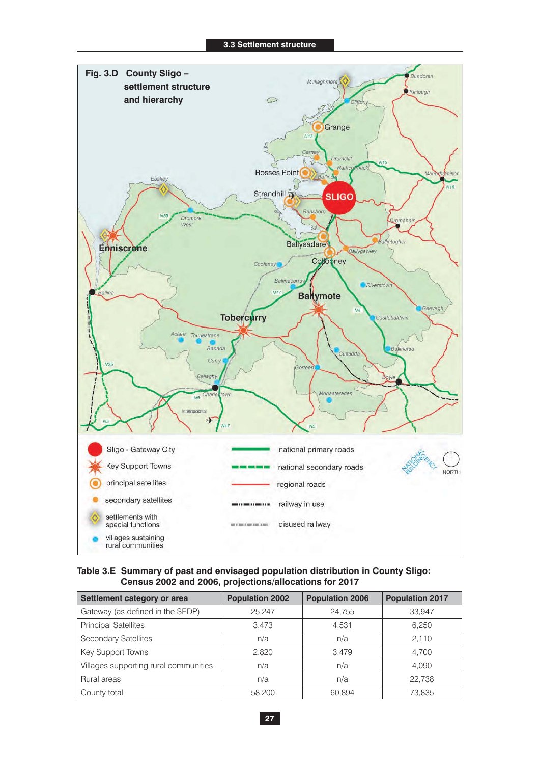## Fig. 3.D County Sligo – settlement structure and hierarchy

- Sligo - Gateway City
- Key Support Towns
- principal satellites
- secondary satellites
- settlements with special functions
- villages sustaining rural communities
- national primary roads
- national secondary roads
- regional roads
- railway in use
- disused railway

**Table 3.E Summary of past and envisaged population distribution in County Sligo: Census 2002 and 2006, projections/allocations for 2017**

| Settlement category or area | Population 2002 | Population 2006 | Population 2017 |
|---|---|---|---|
| Gateway (as defined in the SEDP) | 25,247 | 24,755 | 33,947 |
| Principal Satellites | 3,473 | 4,531 | 6,250 |
| Secondary Satellites | n/a | n/a | 2,110 |
| Key Support Towns | 2,820 | 3,479 | 4,700 |
| Villages supporting rural communities | n/a | n/a | 4,090 |
| Rural areas | n/a | n/a | 22,738 |
| County total | 58,200 | 60,894 | 73,835 |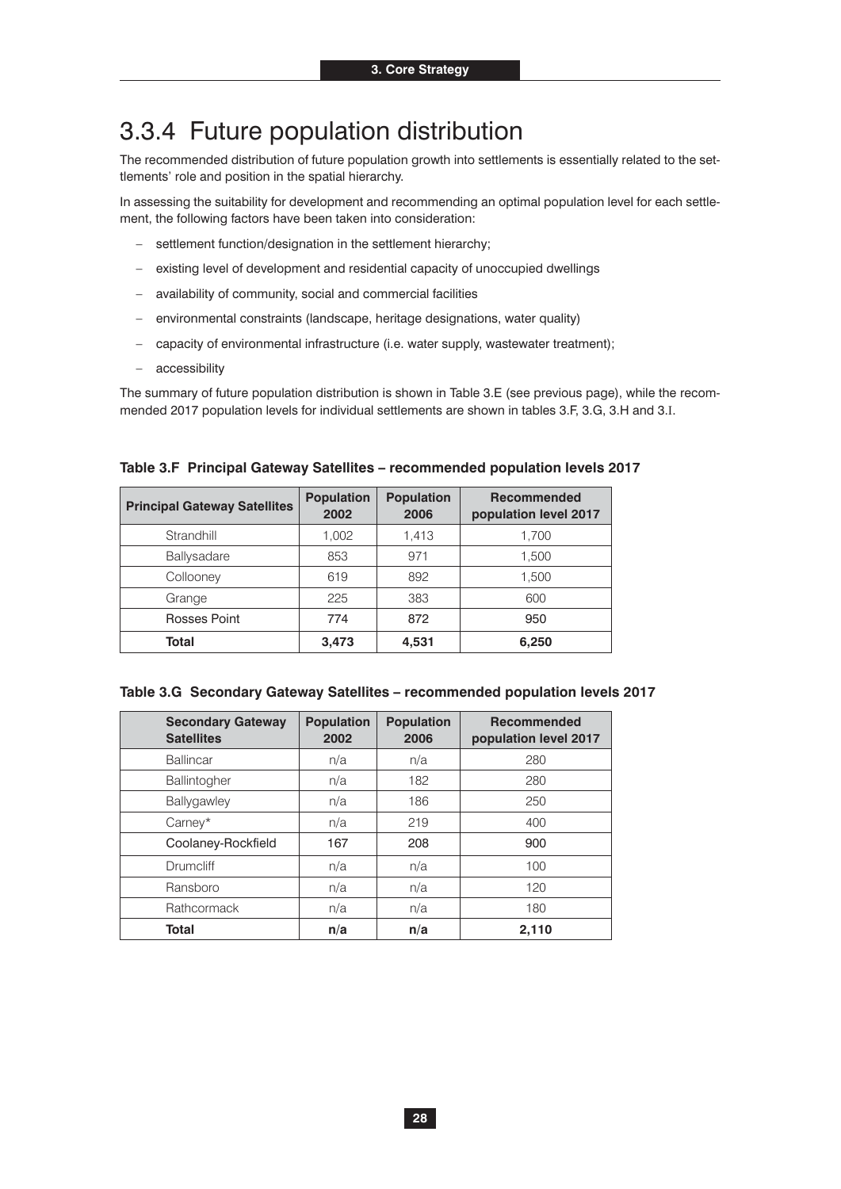## 3.3.4 Future population distribution

The recommended distribution of future population growth into settlements is essentially related to the settlements' role and position in the spatial hierarchy.

In assessing the suitability for development and recommending an optimal population level for each settlement, the following factors have been taken into consideration:

- settlement function/designation in the settlement hierarchy;
- existing level of development and residential capacity of unoccupied dwellings
- availability of community, social and commercial facilities
- environmental constraints (landscape, heritage designations, water quality)
- capacity of environmental infrastructure (i.e. water supply, wastewater treatment);
- accessibility

The summary of future population distribution is shown in Table 3.E (see previous page), while the recommended 2017 population levels for individual settlements are shown in tables 3.F, 3.G, 3.H and 3.I.

**Table 3.F Principal Gateway Satellites – recommended population levels 2017**

| Principal Gateway Satellites | Population 2002 | Population 2006 | Recommended population level 2017 |
|---|---|---|---|
| Strandhill | 1,002 | 1,413 | 1,700 |
| Ballysadare | 853 | 971 | 1,500 |
| Collooney | 619 | 892 | 1,500 |
| Grange | 225 | 383 | 600 |
| Rosses Point | 774 | 872 | 950 |
| **Total** | **3,473** | **4,531** | **6,250** |

**Table 3.G Secondary Gateway Satellites – recommended population levels 2017**

| Secondary Gateway Satellites | Population 2002 | Population 2006 | Recommended population level 2017 |
|---|---|---|---|
| Ballincar | n/a | n/a | 280 |
| Ballintogher | n/a | 182 | 280 |
| Ballygawley | n/a | 186 | 250 |
| Carney* | n/a | 219 | 400 |
| Coolaney-Rockfield | 167 | 208 | 900 |
| Drumcliff | n/a | n/a | 100 |
| Ransboro | n/a | n/a | 120 |
| Rathcormack | n/a | n/a | 180 |
| **Total** | **n/a** | **n/a** | **2,110** |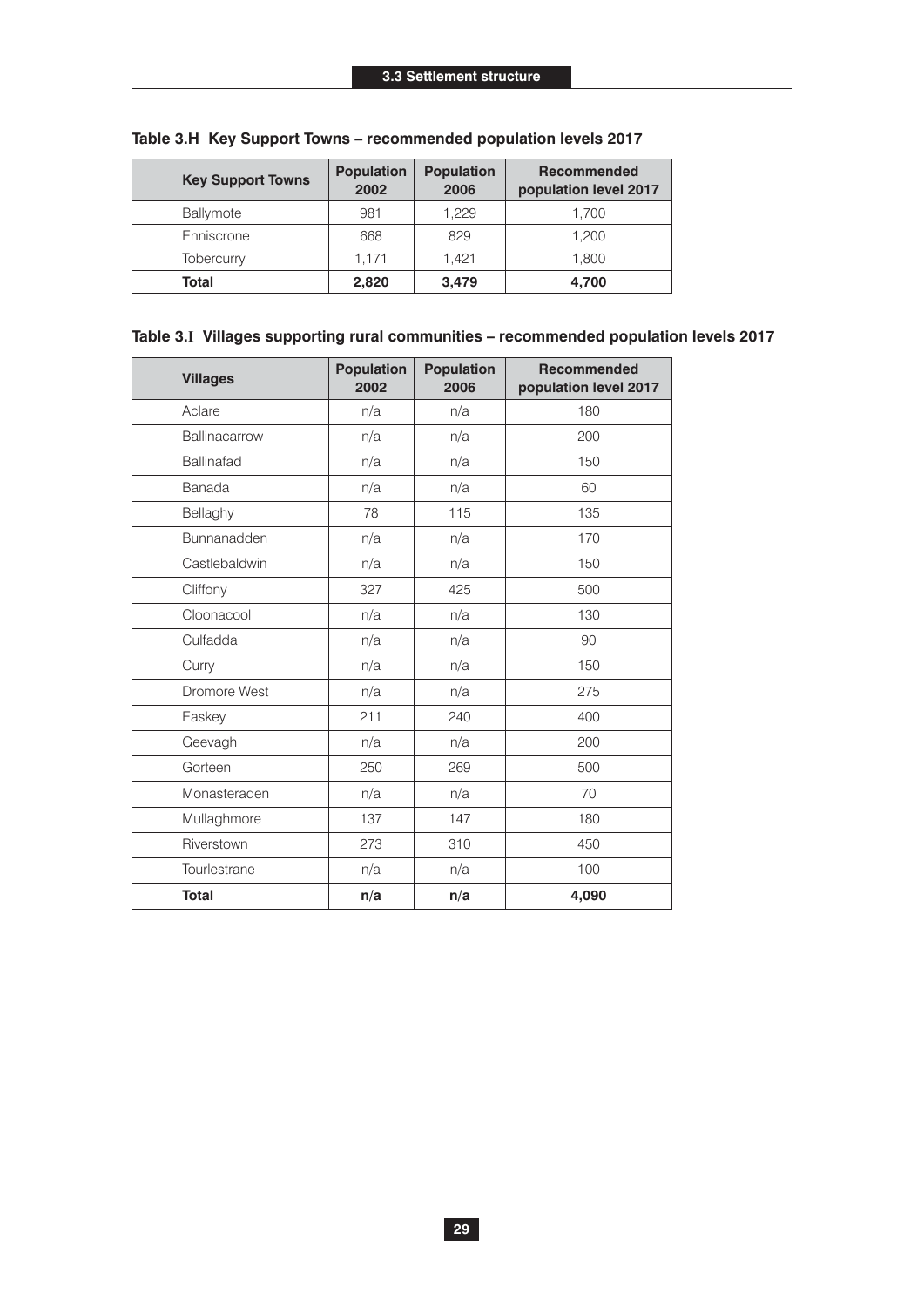**Table 3.H Key Support Towns – recommended population levels 2017**

| Key Support Towns | Population 2002 | Population 2006 | Recommended population level 2017 |
|---|---|---|---|
| Ballymote | 981 | 1,229 | 1,700 |
| Enniscrone | 668 | 829 | 1,200 |
| Tobercurry | 1,171 | 1,421 | 1,800 |
| **Total** | **2,820** | **3,479** | **4,700** |

**Table 3.I Villages supporting rural communities – recommended population levels 2017**

| Villages | Population 2002 | Population 2006 | Recommended population level 2017 |
|---|---|---|---|
| Aclare | n/a | n/a | 180 |
| Ballinacarrow | n/a | n/a | 200 |
| Ballinafad | n/a | n/a | 150 |
| Banada | n/a | n/a | 60 |
| Bellaghy | 78 | 115 | 135 |
| Bunnanadden | n/a | n/a | 170 |
| Castlebaldwin | n/a | n/a | 150 |
| Cliffony | 327 | 425 | 500 |
| Cloonacool | n/a | n/a | 130 |
| Culfadda | n/a | n/a | 90 |
| Curry | n/a | n/a | 150 |
| Dromore West | n/a | n/a | 275 |
| Easkey | 211 | 240 | 400 |
| Geevagh | n/a | n/a | 200 |
| Gorteen | 250 | 269 | 500 |
| Monasteraden | n/a | n/a | 70 |
| Mullaghmore | 137 | 147 | 180 |
| Riverstown | 273 | 310 | 450 |
| Tourlestrane | n/a | n/a | 100 |
| **Total** | **n/a** | **n/a** | **4,090** |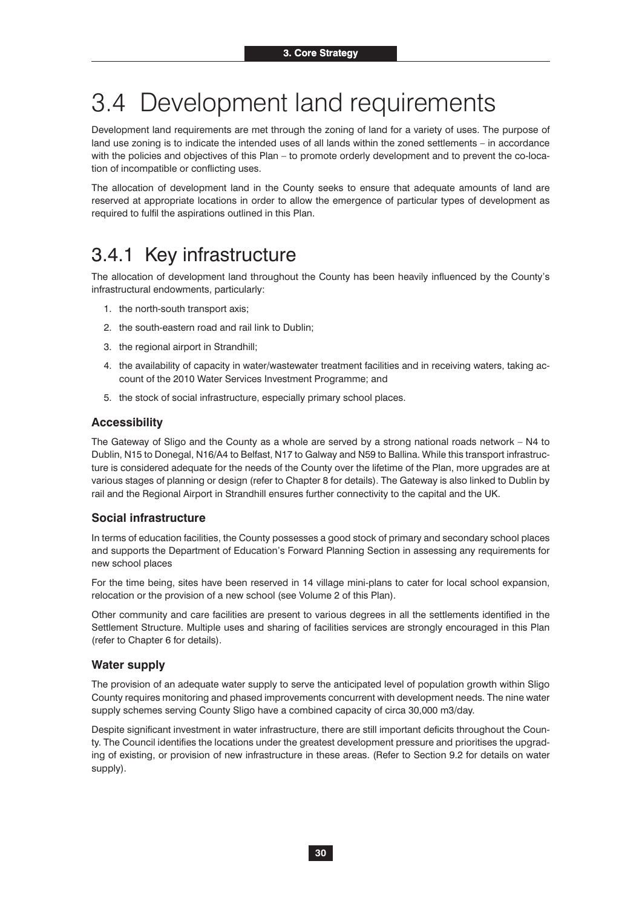# 3.4 Development land requirements

Development land requirements are met through the zoning of land for a variety of uses. The purpose of land use zoning is to indicate the intended uses of all lands within the zoned settlements – in accordance with the policies and objectives of this Plan – to promote orderly development and to prevent the co-location of incompatible or conflicting uses.

The allocation of development land in the County seeks to ensure that adequate amounts of land are reserved at appropriate locations in order to allow the emergence of particular types of development as required to fulfil the aspirations outlined in this Plan.

## 3.4.1 Key infrastructure

The allocation of development land throughout the County has been heavily influenced by the County's infrastructural endowments, particularly:

1. the north-south transport axis;
2. the south-eastern road and rail link to Dublin;
3. the regional airport in Strandhill;
4. the availability of capacity in water/wastewater treatment facilities and in receiving waters, taking account of the 2010 Water Services Investment Programme; and
5. the stock of social infrastructure, especially primary school places.

### Accessibility

The Gateway of Sligo and the County as a whole are served by a strong national roads network – N4 to Dublin, N15 to Donegal, N16/A4 to Belfast, N17 to Galway and N59 to Ballina. While this transport infrastructure is considered adequate for the needs of the County over the lifetime of the Plan, more upgrades are at various stages of planning or design (refer to Chapter 8 for details). The Gateway is also linked to Dublin by rail and the Regional Airport in Strandhill ensures further connectivity to the capital and the UK.

### Social infrastructure

In terms of education facilities, the County possesses a good stock of primary and secondary school places and supports the Department of Education's Forward Planning Section in assessing any requirements for new school places

For the time being, sites have been reserved in 14 village mini-plans to cater for local school expansion, relocation or the provision of a new school (see Volume 2 of this Plan).

Other community and care facilities are present to various degrees in all the settlements identified in the Settlement Structure. Multiple uses and sharing of facilities services are strongly encouraged in this Plan (refer to Chapter 6 for details).

### Water supply

The provision of an adequate water supply to serve the anticipated level of population growth within Sligo County requires monitoring and phased improvements concurrent with development needs. The nine water supply schemes serving County Sligo have a combined capacity of circa 30,000 m3/day.

Despite significant investment in water infrastructure, there are still important deficits throughout the County. The Council identifies the locations under the greatest development pressure and prioritises the upgrading of existing, or provision of new infrastructure in these areas. (Refer to Section 9.2 for details on water supply).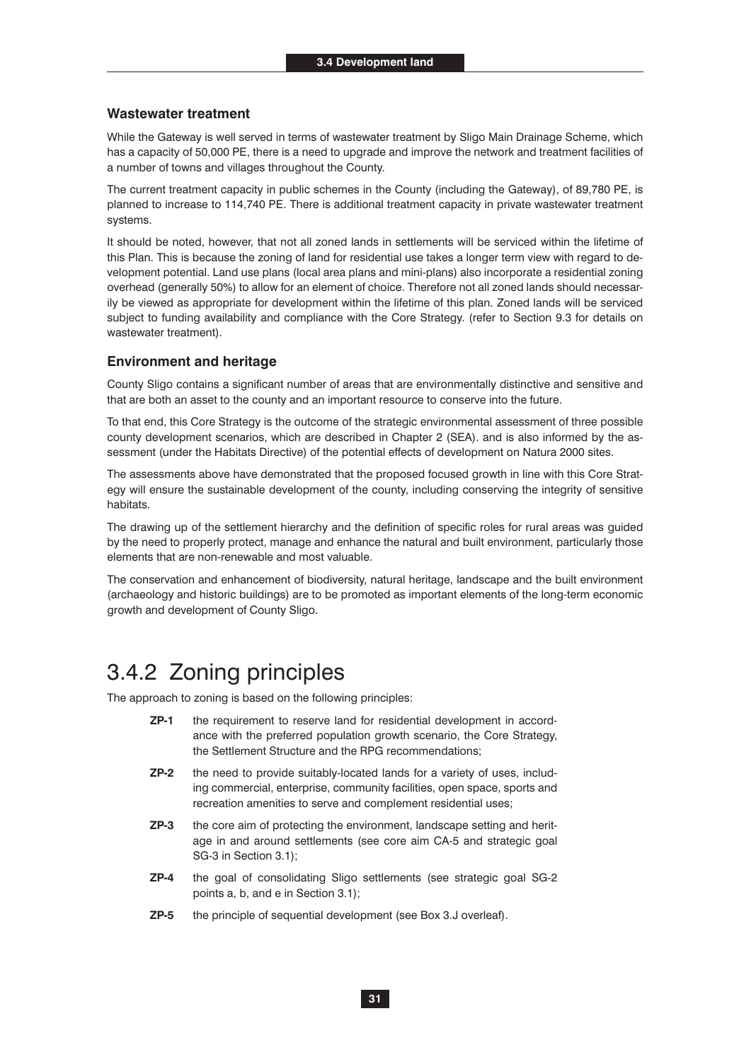### Wastewater treatment

While the Gateway is well served in terms of wastewater treatment by Sligo Main Drainage Scheme, which has a capacity of 50,000 PE, there is a need to upgrade and improve the network and treatment facilities of a number of towns and villages throughout the County.

The current treatment capacity in public schemes in the County (including the Gateway), of 89,780 PE, is planned to increase to 114,740 PE. There is additional treatment capacity in private wastewater treatment systems.

It should be noted, however, that not all zoned lands in settlements will be serviced within the lifetime of this Plan. This is because the zoning of land for residential use takes a longer term view with regard to development potential. Land use plans (local area plans and mini-plans) also incorporate a residential zoning overhead (generally 50%) to allow for an element of choice. Therefore not all zoned lands should necessarily be viewed as appropriate for development within the lifetime of this plan. Zoned lands will be serviced subject to funding availability and compliance with the Core Strategy. (refer to Section 9.3 for details on wastewater treatment).

### Environment and heritage

County Sligo contains a significant number of areas that are environmentally distinctive and sensitive and that are both an asset to the county and an important resource to conserve into the future.

To that end, this Core Strategy is the outcome of the strategic environmental assessment of three possible county development scenarios, which are described in Chapter 2 (SEA). and is also informed by the assessment (under the Habitats Directive) of the potential effects of development on Natura 2000 sites.

The assessments above have demonstrated that the proposed focused growth in line with this Core Strategy will ensure the sustainable development of the county, including conserving the integrity of sensitive habitats.

The drawing up of the settlement hierarchy and the definition of specific roles for rural areas was guided by the need to properly protect, manage and enhance the natural and built environment, particularly those elements that are non-renewable and most valuable.

The conservation and enhancement of biodiversity, natural heritage, landscape and the built environment (archaeology and historic buildings) are to be promoted as important elements of the long-term economic growth and development of County Sligo.

## 3.4.2 Zoning principles

The approach to zoning is based on the following principles:

- **ZP-1** the requirement to reserve land for residential development in accordance with the preferred population growth scenario, the Core Strategy, the Settlement Structure and the RPG recommendations;
- **ZP-2** the need to provide suitably-located lands for a variety of uses, including commercial, enterprise, community facilities, open space, sports and recreation amenities to serve and complement residential uses;
- **ZP-3** the core aim of protecting the environment, landscape setting and heritage in and around settlements (see core aim CA-5 and strategic goal SG-3 in Section 3.1);
- **ZP-4** the goal of consolidating Sligo settlements (see strategic goal SG-2 points a, b, and e in Section 3.1);
- **ZP-5** the principle of sequential development (see Box 3.J overleaf).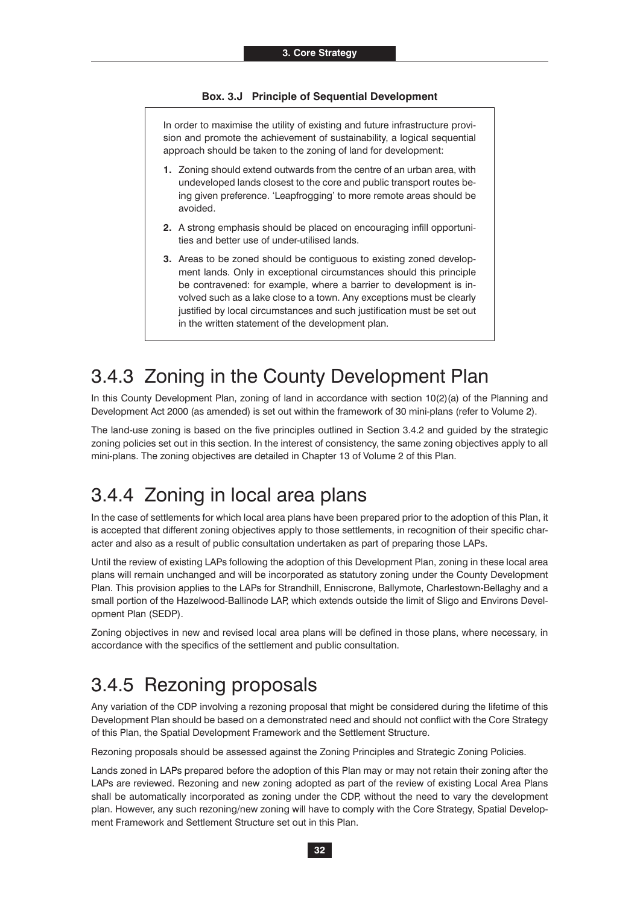**Box. 3.J Principle of Sequential Development**

In order to maximise the utility of existing and future infrastructure provision and promote the achievement of sustainability, a logical sequential approach should be taken to the zoning of land for development:

1. Zoning should extend outwards from the centre of an urban area, with undeveloped lands closest to the core and public transport routes being given preference. 'Leapfrogging' to more remote areas should be avoided.
2. A strong emphasis should be placed on encouraging infill opportunities and better use of under-utilised lands.
3. Areas to be zoned should be contiguous to existing zoned development lands. Only in exceptional circumstances should this principle be contravened: for example, where a barrier to development is involved such as a lake close to a town. Any exceptions must be clearly justified by local circumstances and such justification must be set out in the written statement of the development plan.

## 3.4.3 Zoning in the County Development Plan

In this County Development Plan, zoning of land in accordance with section 10(2)(a) of the Planning and Development Act 2000 (as amended) is set out within the framework of 30 mini-plans (refer to Volume 2).

The land-use zoning is based on the five principles outlined in Section 3.4.2 and guided by the strategic zoning policies set out in this section. In the interest of consistency, the same zoning objectives apply to all mini-plans. The zoning objectives are detailed in Chapter 13 of Volume 2 of this Plan.

## 3.4.4 Zoning in local area plans

In the case of settlements for which local area plans have been prepared prior to the adoption of this Plan, it is accepted that different zoning objectives apply to those settlements, in recognition of their specific character and also as a result of public consultation undertaken as part of preparing those LAPs.

Until the review of existing LAPs following the adoption of this Development Plan, zoning in these local area plans will remain unchanged and will be incorporated as statutory zoning under the County Development Plan. This provision applies to the LAPs for Strandhill, Enniscrone, Ballymote, Charlestown-Bellaghy and a small portion of the Hazelwood-Ballinode LAP, which extends outside the limit of Sligo and Environs Development Plan (SEDP).

Zoning objectives in new and revised local area plans will be defined in those plans, where necessary, in accordance with the specifics of the settlement and public consultation.

## 3.4.5 Rezoning proposals

Any variation of the CDP involving a rezoning proposal that might be considered during the lifetime of this Development Plan should be based on a demonstrated need and should not conflict with the Core Strategy of this Plan, the Spatial Development Framework and the Settlement Structure.

Rezoning proposals should be assessed against the Zoning Principles and Strategic Zoning Policies.

Lands zoned in LAPs prepared before the adoption of this Plan may or may not retain their zoning after the LAPs are reviewed. Rezoning and new zoning adopted as part of the review of existing Local Area Plans shall be automatically incorporated as zoning under the CDP, without the need to vary the development plan. However, any such rezoning/new zoning will have to comply with the Core Strategy, Spatial Development Framework and Settlement Structure set out in this Plan.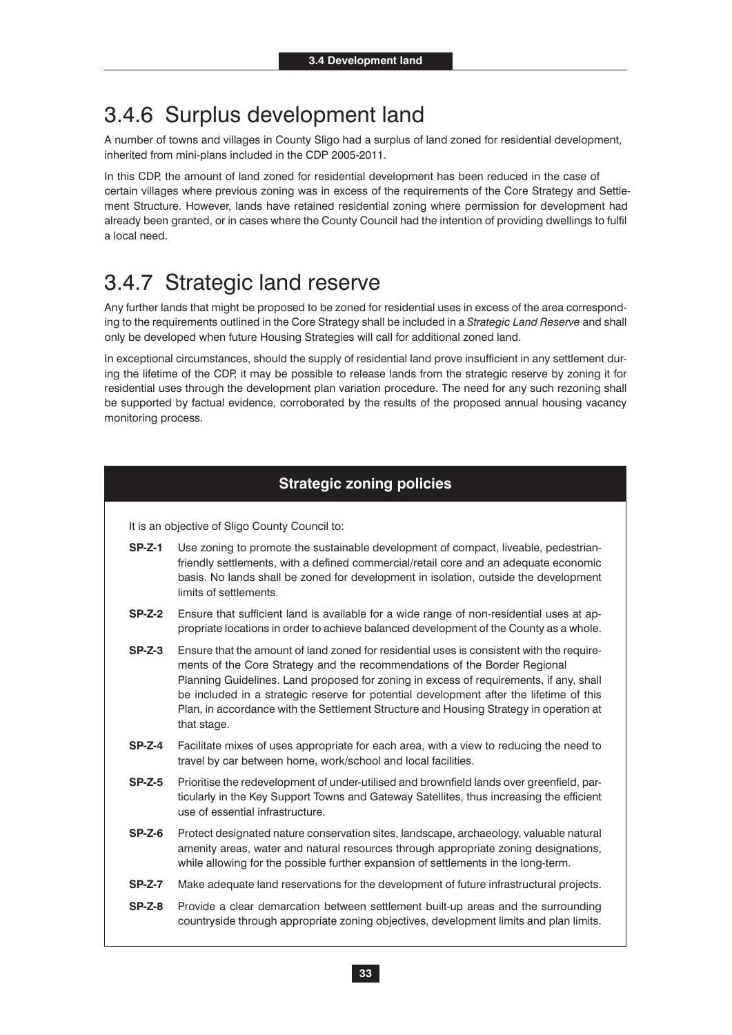## 3.4.6 Surplus development land

A number of towns and villages in County Sligo had a surplus of land zoned for residential development, inherited from mini-plans included in the CDP 2005-2011.

In this CDP, the amount of land zoned for residential development has been reduced in the case of certain villages where previous zoning was in excess of the requirements of the Core Strategy and Settlement Structure. However, lands have retained residential zoning where permission for development had already been granted, or in cases where the County Council had the intention of providing dwellings to fulfil a local need.

## 3.4.7 Strategic land reserve

Any further lands that might be proposed to be zoned for residential uses in excess of the area corresponding to the requirements outlined in the Core Strategy shall be included in a *Strategic Land Reserve* and shall only be developed when future Housing Strategies will call for additional zoned land.

In exceptional circumstances, should the supply of residential land prove insufficient in any settlement during the lifetime of the CDP, it may be possible to release lands from the strategic reserve by zoning it for residential uses through the development plan variation procedure. The need for any such rezoning shall be supported by factual evidence, corroborated by the results of the proposed annual housing vacancy monitoring process.

### Strategic zoning policies

It is an objective of Sligo County Council to:

**SP-Z-1** Use zoning to promote the sustainable development of compact, liveable, pedestrian-friendly settlements, with a defined commercial/retail core and an adequate economic basis. No lands shall be zoned for development in isolation, outside the development limits of settlements.

**SP-Z-2** Ensure that sufficient land is available for a wide range of non-residential uses at appropriate locations in order to achieve balanced development of the County as a whole.

**SP-Z-3** Ensure that the amount of land zoned for residential uses is consistent with the requirements of the Core Strategy and the recommendations of the Border Regional Planning Guidelines. Land proposed for zoning in excess of requirements, if any, shall be included in a strategic reserve for potential development after the lifetime of this Plan, in accordance with the Settlement Structure and Housing Strategy in operation at that stage.

**SP-Z-4** Facilitate mixes of uses appropriate for each area, with a view to reducing the need to travel by car between home, work/school and local facilities.

**SP-Z-5** Prioritise the redevelopment of under-utilised and brownfield lands over greenfield, particularly in the Key Support Towns and Gateway Satellites, thus increasing the efficient use of essential infrastructure.

**SP-Z-6** Protect designated nature conservation sites, landscape, archaeology, valuable natural amenity areas, water and natural resources through appropriate zoning designations, while allowing for the possible further expansion of settlements in the long-term.

**SP-Z-7** Make adequate land reservations for the development of future infrastructural projects.

**SP-Z-8** Provide a clear demarcation between settlement built-up areas and the surrounding countryside through appropriate zoning objectives, development limits and plan limits.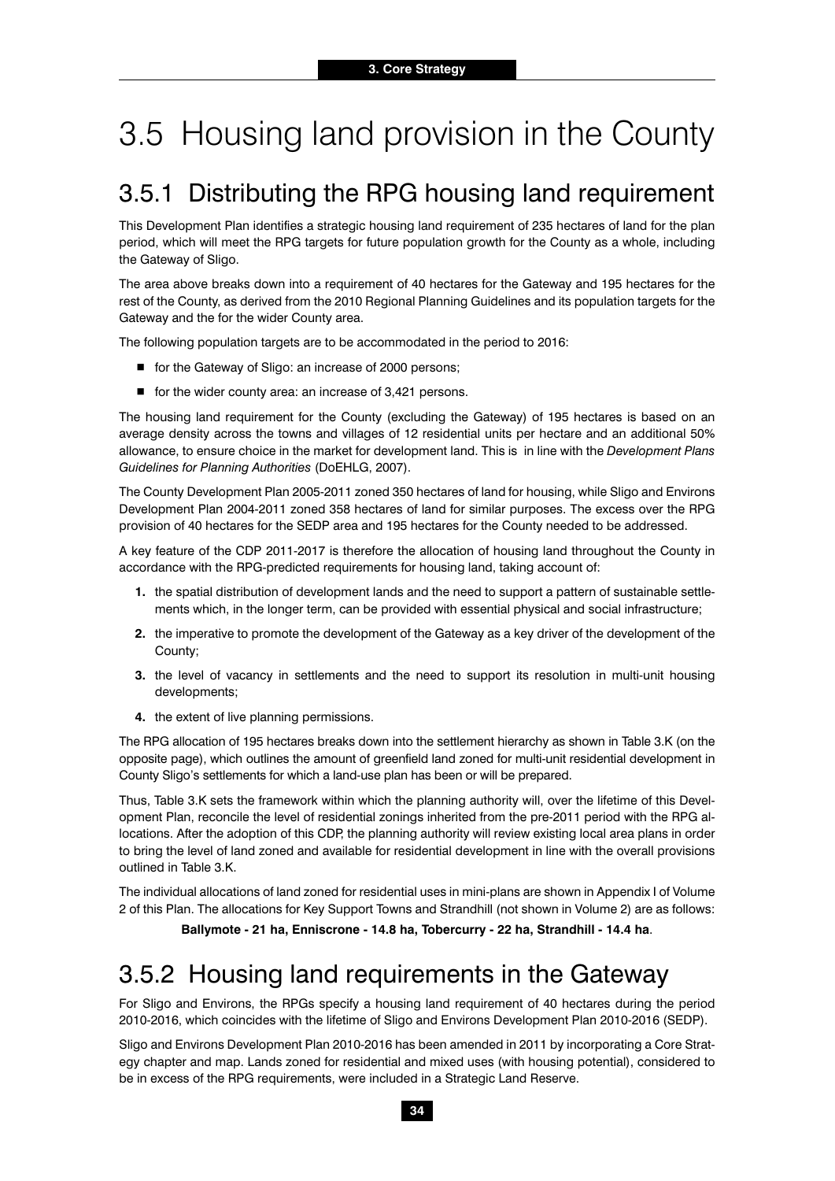# 3.5 Housing land provision in the County

## 3.5.1 Distributing the RPG housing land requirement

This Development Plan identifies a strategic housing land requirement of 235 hectares of land for the plan period, which will meet the RPG targets for future population growth for the County as a whole, including the Gateway of Sligo.

The area above breaks down into a requirement of 40 hectares for the Gateway and 195 hectares for the rest of the County, as derived from the 2010 Regional Planning Guidelines and its population targets for the Gateway and the for the wider County area.

The following population targets are to be accommodated in the period to 2016:

- for the Gateway of Sligo: an increase of 2000 persons;
- for the wider county area: an increase of 3,421 persons.

The housing land requirement for the County (excluding the Gateway) of 195 hectares is based on an average density across the towns and villages of 12 residential units per hectare and an additional 50% allowance, to ensure choice in the market for development land. This is in line with the *Development Plans Guidelines for Planning Authorities* (DoEHLG, 2007).

The County Development Plan 2005-2011 zoned 350 hectares of land for housing, while Sligo and Environs Development Plan 2004-2011 zoned 358 hectares of land for similar purposes. The excess over the RPG provision of 40 hectares for the SEDP area and 195 hectares for the County needed to be addressed.

A key feature of the CDP 2011-2017 is therefore the allocation of housing land throughout the County in accordance with the RPG-predicted requirements for housing land, taking account of:

1. the spatial distribution of development lands and the need to support a pattern of sustainable settlements which, in the longer term, can be provided with essential physical and social infrastructure;
2. the imperative to promote the development of the Gateway as a key driver of the development of the County;
3. the level of vacancy in settlements and the need to support its resolution in multi-unit housing developments;
4. the extent of live planning permissions.

The RPG allocation of 195 hectares breaks down into the settlement hierarchy as shown in Table 3.K (on the opposite page), which outlines the amount of greenfield land zoned for multi-unit residential development in County Sligo's settlements for which a land-use plan has been or will be prepared.

Thus, Table 3.K sets the framework within which the planning authority will, over the lifetime of this Development Plan, reconcile the level of residential zonings inherited from the pre-2011 period with the RPG allocations. After the adoption of this CDP, the planning authority will review existing local area plans in order to bring the level of land zoned and available for residential development in line with the overall provisions outlined in Table 3.K.

The individual allocations of land zoned for residential uses in mini-plans are shown in Appendix I of Volume 2 of this Plan. The allocations for Key Support Towns and Strandhill (not shown in Volume 2) are as follows:

**Ballymote - 21 ha, Enniscrone - 14.8 ha, Tobercurry - 22 ha, Strandhill - 14.4 ha**.

## 3.5.2 Housing land requirements in the Gateway

For Sligo and Environs, the RPGs specify a housing land requirement of 40 hectares during the period 2010-2016, which coincides with the lifetime of Sligo and Environs Development Plan 2010-2016 (SEDP).

Sligo and Environs Development Plan 2010-2016 has been amended in 2011 by incorporating a Core Strategy chapter and map. Lands zoned for residential and mixed uses (with housing potential), considered to be in excess of the RPG requirements, were included in a Strategic Land Reserve.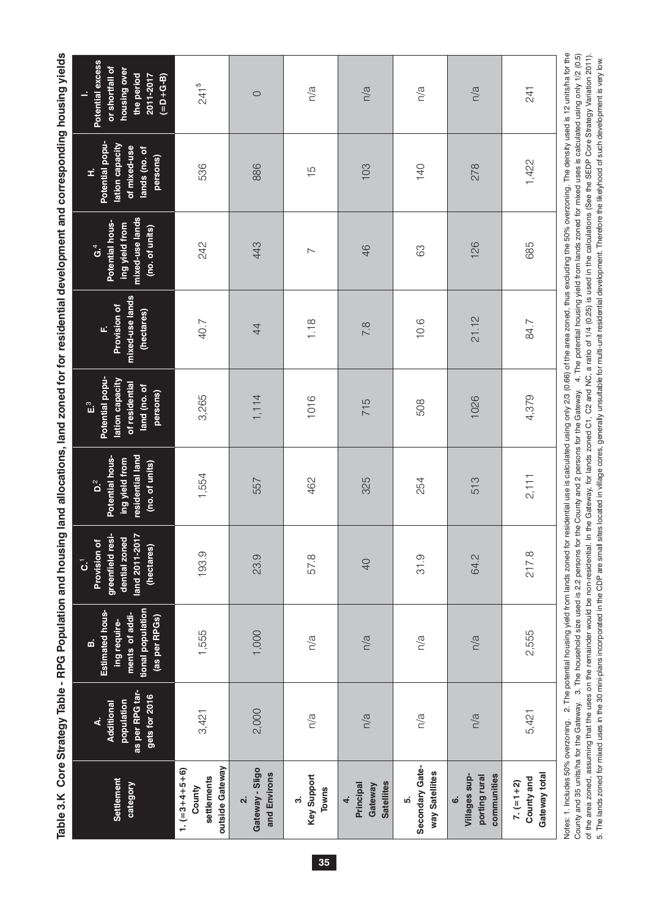# Table 3.K Core Strategy Table - RPG Population and housing land allocations, land zoned for for residential development and corresponding housing yields

| Settlement category | A. Additional population as per RPG targets for 2016 | B. Estimated housing requirements of additional population (as per RPGs) | C.[1] Provision of greenfield residential zoned land 2011-2017 (hectares) | D.[2] Potential housing yield from residential land (no. of units) | E.[3] Potential population capacity of residential land (no. of persons) | F. Provision of mixed-use lands (hectares) | G.[4] Potential housing yield from mixed-use lands (no. of units) | H. Potential population capacity of mixed-use lands (no. of persons) | I. Potential excess or shortfall of housing over the period 2011-2017 (=D+G-B) |
|---|---|---|---|---|---|---|---|---|---|
| 1. (=3+4+5+6) County settlements outside Gateway | 3,421 | 1,555 | 193.9 | 1,554 | 3,265 | 40.7 | 242 | 536 | 241[5] |
| 2. Gateway - Sligo and Environs | 2,000 | 1,000 | 23.9 | 557 | 1,114 | 44 | 443 | 886 | 0 |
| 3. Key Support Towns | n/a | n/a | 57.8 | 462 | 1016 | 1.18 | 7 | 15 | n/a |
| 4. Principal Gateway Satellites | n/a | n/a | 40 | 325 | 715 | 7.8 | 46 | 103 | n/a |
| 5. Secondary Gateway Satellites | n/a | n/a | 31.9 | 254 | 508 | 10.6 | 63 | 140 | n/a |
| 6. Villages supporting rural communities | n/a | n/a | 64.2 | 513 | 1026 | 21.12 | 126 | 278 | n/a |
| 7. (=1+2) County and Gateway total | 5,421 | 2,555 | 217.8 | 2,111 | 4,379 | 84.7 | 685 | 1,422 | 241 |

Notes: 1. Includes 50% overzoning. 2. The potential housing yield from lands zoned for residential use is calculated using only 2/3 (0.66) of the area zoned, thus excluding the 50% overzoning. The density used is 12 units/ha for the County and 35 units/ha for the Gateway. 3. The household size used is 2.2 persons for the County and 2 persons for the Gateway. 4. The potential housing yield from lands zoned for mixed uses is calculated using only 1/2 (0.5) of the area zoned, assuming that the uses on the remainder would be non-residential. In the Gateway, for lands zoned C1, C2 and NC, a ratio of 1/4 (0.25) is used in the calculations (See the SEDP Core Strategy Variation 2011). 5. The lands zoned for mixed uses in the 30 mini-plans incorporated in the CDP are small sites located in village cores, generally unsuitable for multi-unit residential development. Therefore the likelihood of such development is very low.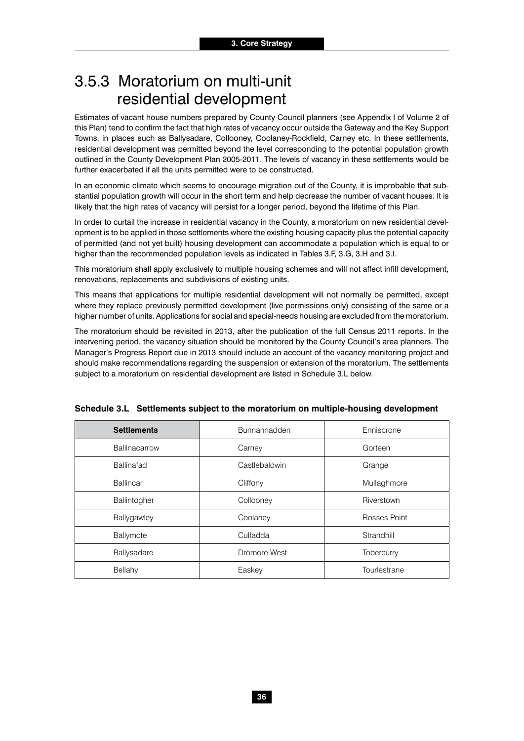## 3.5.3 Moratorium on multi-unit residential development

Estimates of vacant house numbers prepared by County Council planners (see Appendix I of Volume 2 of this Plan) tend to confirm the fact that high rates of vacancy occur outside the Gateway and the Key Support Towns, in places such as Ballysadare, Collooney, Coolaney-Rockfield, Carney etc. In these settlements, residential development was permitted beyond the level corresponding to the potential population growth outlined in the County Development Plan 2005-2011. The levels of vacancy in these settlements would be further exacerbated if all the units permitted were to be constructed.

In an economic climate which seems to encourage migration out of the County, it is improbable that substantial population growth will occur in the short term and help decrease the number of vacant houses. It is likely that the high rates of vacancy will persist for a longer period, beyond the lifetime of this Plan.

In order to curtail the increase in residential vacancy in the County, a moratorium on new residential development is to be applied in those settlements where the existing housing capacity plus the potential capacity of permitted (and not yet built) housing development can accommodate a population which is equal to or higher than the recommended population levels as indicated in Tables 3.F, 3.G, 3.H and 3.I.

This moratorium shall apply exclusively to multiple housing schemes and will not affect infill development, renovations, replacements and subdivisions of existing units.

This means that applications for multiple residential development will not normally be permitted, except where they replace previously permitted development (live permissions only) consisting of the same or a higher number of units. Applications for social and special-needs housing are excluded from the moratorium.

The moratorium should be revisited in 2013, after the publication of the full Census 2011 reports. In the intervening period, the vacancy situation should be monitored by the County Council's area planners. The Manager's Progress Report due in 2013 should include an account of the vacancy monitoring project and should make recommendations regarding the suspension or extension of the moratorium. The settlements subject to a moratorium on residential development are listed in Schedule 3.L below.

**Schedule 3.L Settlements subject to the moratorium on multiple-housing development**

| **Settlements** | Bunnannadden | Enniscrone |
|---|---|---|
| Ballinacarrow | Carney | Gorteen |
| Ballinafad | Castlebaldwin | Grange |
| Ballincar | Cliffony | Mullaghmore |
| Ballintogher | Collooney | Riverstown |
| Ballygawley | Coolaney | Rosses Point |
| Ballymote | Culfadda | Strandhill |
| Ballysadare | Dromore West | Tobercurry |
| Bellahy | Easkey | Tourlestrane |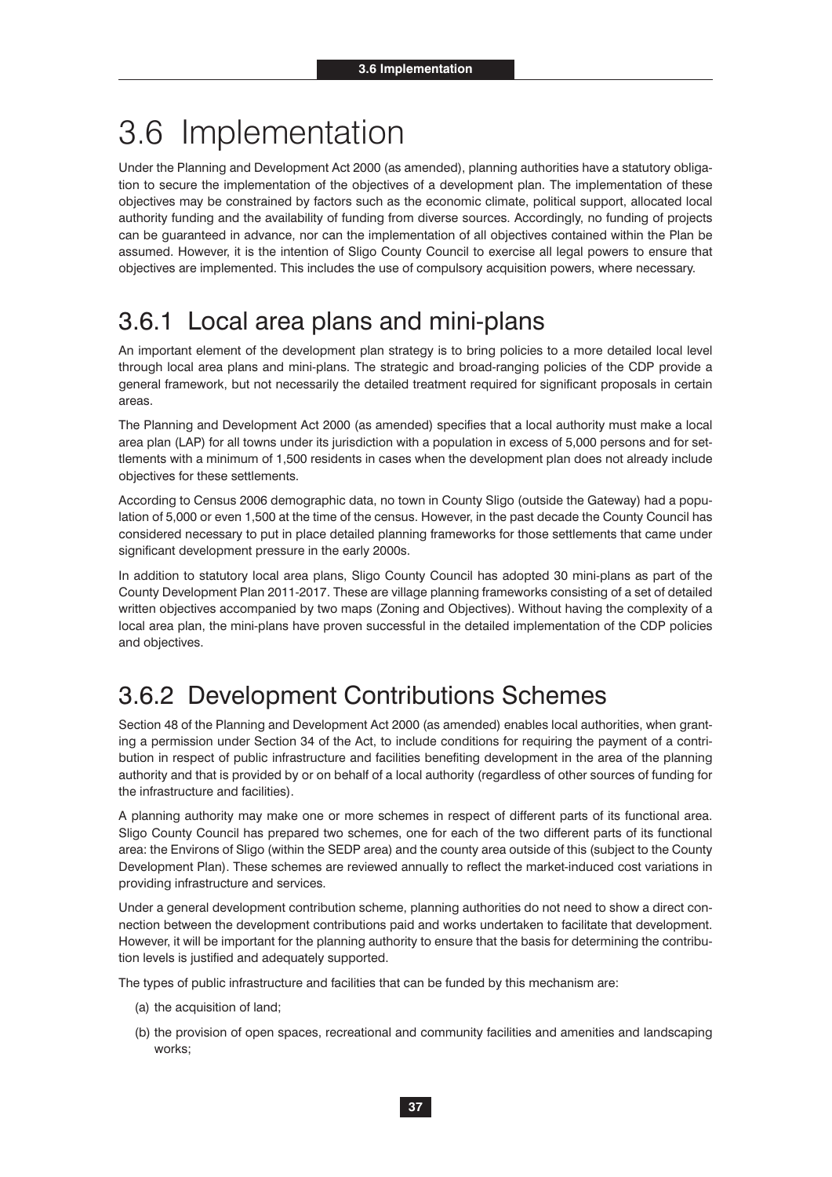# 3.6 Implementation

Under the Planning and Development Act 2000 (as amended), planning authorities have a statutory obligation to secure the implementation of the objectives of a development plan. The implementation of these objectives may be constrained by factors such as the economic climate, political support, allocated local authority funding and the availability of funding from diverse sources. Accordingly, no funding of projects can be guaranteed in advance, nor can the implementation of all objectives contained within the Plan be assumed. However, it is the intention of Sligo County Council to exercise all legal powers to ensure that objectives are implemented. This includes the use of compulsory acquisition powers, where necessary.

## 3.6.1 Local area plans and mini-plans

An important element of the development plan strategy is to bring policies to a more detailed local level through local area plans and mini-plans. The strategic and broad-ranging policies of the CDP provide a general framework, but not necessarily the detailed treatment required for significant proposals in certain areas.

The Planning and Development Act 2000 (as amended) specifies that a local authority must make a local area plan (LAP) for all towns under its jurisdiction with a population in excess of 5,000 persons and for settlements with a minimum of 1,500 residents in cases when the development plan does not already include objectives for these settlements.

According to Census 2006 demographic data, no town in County Sligo (outside the Gateway) had a population of 5,000 or even 1,500 at the time of the census. However, in the past decade the County Council has considered necessary to put in place detailed planning frameworks for those settlements that came under significant development pressure in the early 2000s.

In addition to statutory local area plans, Sligo County Council has adopted 30 mini-plans as part of the County Development Plan 2011-2017. These are village planning frameworks consisting of a set of detailed written objectives accompanied by two maps (Zoning and Objectives). Without having the complexity of a local area plan, the mini-plans have proven successful in the detailed implementation of the CDP policies and objectives.

## 3.6.2 Development Contributions Schemes

Section 48 of the Planning and Development Act 2000 (as amended) enables local authorities, when granting a permission under Section 34 of the Act, to include conditions for requiring the payment of a contribution in respect of public infrastructure and facilities benefiting development in the area of the planning authority and that is provided by or on behalf of a local authority (regardless of other sources of funding for the infrastructure and facilities).

A planning authority may make one or more schemes in respect of different parts of its functional area. Sligo County Council has prepared two schemes, one for each of the two different parts of its functional area: the Environs of Sligo (within the SEDP area) and the county area outside of this (subject to the County Development Plan). These schemes are reviewed annually to reflect the market-induced cost variations in providing infrastructure and services.

Under a general development contribution scheme, planning authorities do not need to show a direct connection between the development contributions paid and works undertaken to facilitate that development. However, it will be important for the planning authority to ensure that the basis for determining the contribution levels is justified and adequately supported.

The types of public infrastructure and facilities that can be funded by this mechanism are:

(a) the acquisition of land;

(b) the provision of open spaces, recreational and community facilities and amenities and landscaping works;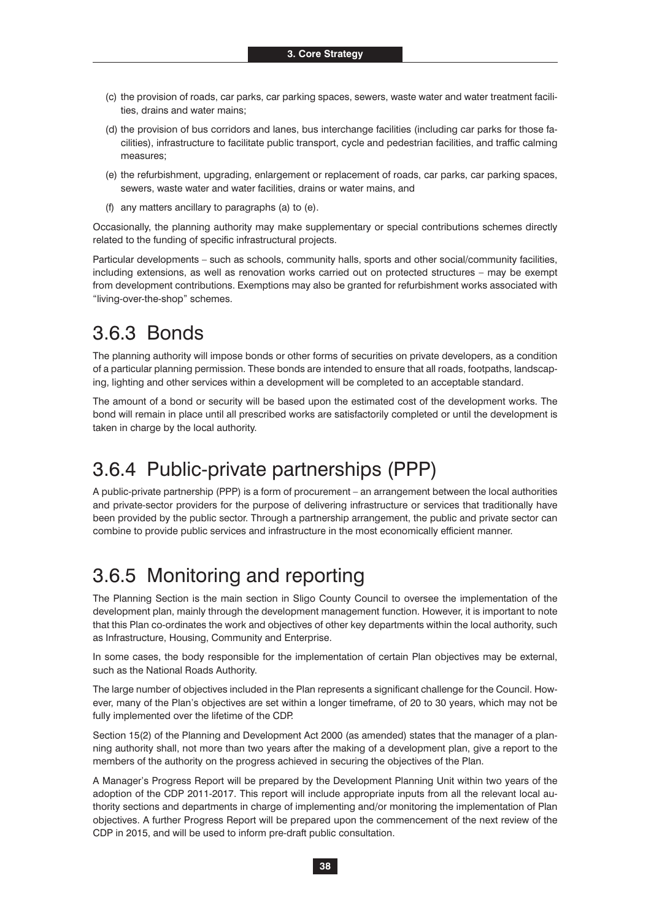(c) the provision of roads, car parks, car parking spaces, sewers, waste water and water treatment facilities, drains and water mains;

(d) the provision of bus corridors and lanes, bus interchange facilities (including car parks for those facilities), infrastructure to facilitate public transport, cycle and pedestrian facilities, and traffic calming measures;

(e) the refurbishment, upgrading, enlargement or replacement of roads, car parks, car parking spaces, sewers, waste water and water facilities, drains or water mains, and

(f) any matters ancillary to paragraphs (a) to (e).

Occasionally, the planning authority may make supplementary or special contributions schemes directly related to the funding of specific infrastructural projects.

Particular developments – such as schools, community halls, sports and other social/community facilities, including extensions, as well as renovation works carried out on protected structures – may be exempt from development contributions. Exemptions may also be granted for refurbishment works associated with "living-over-the-shop" schemes.

## 3.6.3 Bonds

The planning authority will impose bonds or other forms of securities on private developers, as a condition of a particular planning permission. These bonds are intended to ensure that all roads, footpaths, landscaping, lighting and other services within a development will be completed to an acceptable standard.

The amount of a bond or security will be based upon the estimated cost of the development works. The bond will remain in place until all prescribed works are satisfactorily completed or until the development is taken in charge by the local authority.

## 3.6.4 Public-private partnerships (PPP)

A public-private partnership (PPP) is a form of procurement – an arrangement between the local authorities and private-sector providers for the purpose of delivering infrastructure or services that traditionally have been provided by the public sector. Through a partnership arrangement, the public and private sector can combine to provide public services and infrastructure in the most economically efficient manner.

## 3.6.5 Monitoring and reporting

The Planning Section is the main section in Sligo County Council to oversee the implementation of the development plan, mainly through the development management function. However, it is important to note that this Plan co-ordinates the work and objectives of other key departments within the local authority, such as Infrastructure, Housing, Community and Enterprise.

In some cases, the body responsible for the implementation of certain Plan objectives may be external, such as the National Roads Authority.

The large number of objectives included in the Plan represents a significant challenge for the Council. However, many of the Plan's objectives are set within a longer timeframe, of 20 to 30 years, which may not be fully implemented over the lifetime of the CDP.

Section 15(2) of the Planning and Development Act 2000 (as amended) states that the manager of a planning authority shall, not more than two years after the making of a development plan, give a report to the members of the authority on the progress achieved in securing the objectives of the Plan.

A Manager's Progress Report will be prepared by the Development Planning Unit within two years of the adoption of the CDP 2011-2017. This report will include appropriate inputs from all the relevant local authority sections and departments in charge of implementing and/or monitoring the implementation of Plan objectives. A further Progress Report will be prepared upon the commencement of the next review of the CDP in 2015, and will be used to inform pre-draft public consultation.